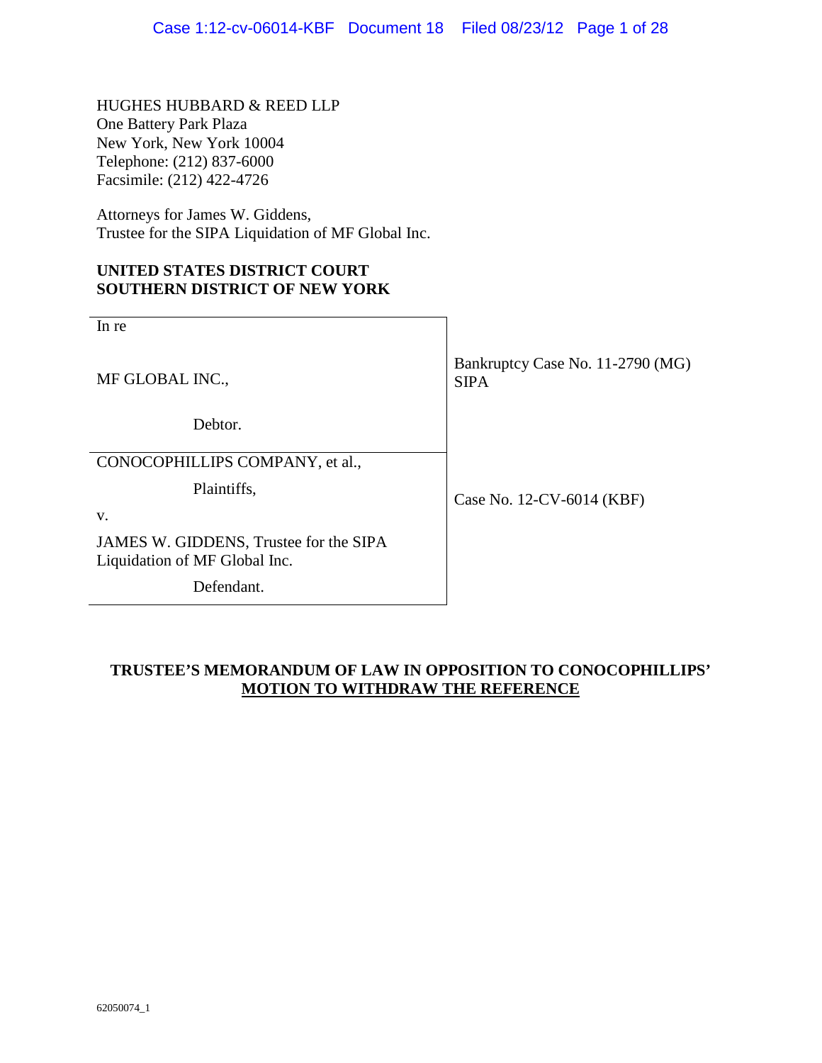HUGHES HUBBARD & REED LLP
One Battery Park Plaza
New York, New York 10004
Telephone: (212) 837-6000
Facsimile: (212) 422-4726

Attorneys for James W. Giddens,
Trustee for the SIPA Liquidation of MF Global Inc.

**UNITED STATES DISTRICT COURT**
**SOUTHERN DISTRICT OF NEW YORK**

| | |
|---|---|
| In re<br><br>MF GLOBAL INC.,<br><br>Debtor. | Bankruptcy Case No. 11-2790 (MG)<br>SIPA |
| CONOCOPHILLIPS COMPANY, et al.,<br><br>Plaintiffs,<br><br>v.<br><br>JAMES W. GIDDENS, Trustee for the SIPA Liquidation of MF Global Inc.<br><br>Defendant. | Case No. 12-CV-6014 (KBF) |

**TRUSTEE'S MEMORANDUM OF LAW IN OPPOSITION TO CONOCOPHILLIPS' MOTION TO WITHDRAW THE REFERENCE**

62050074_1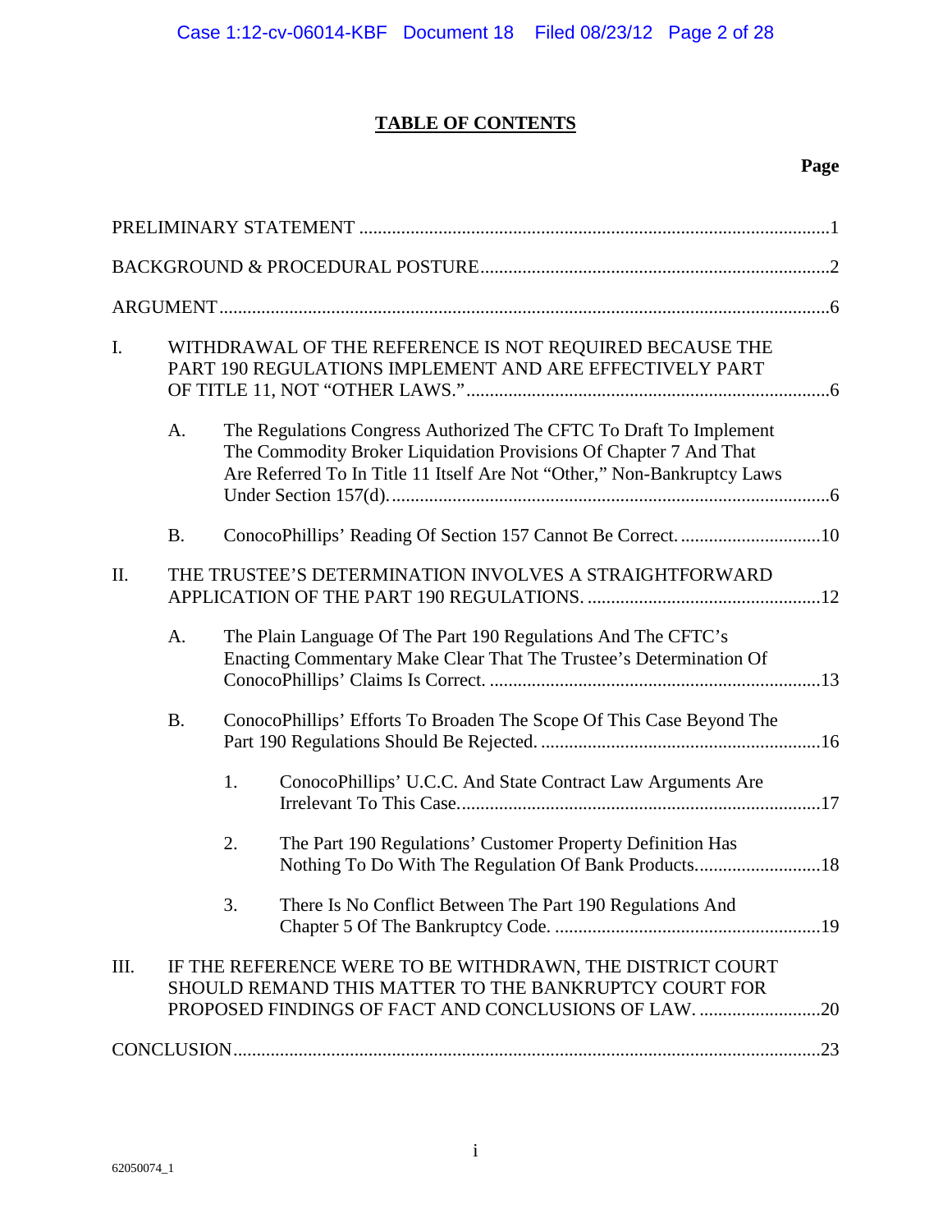# TABLE OF CONTENTS

**Page**

PRELIMINARY STATEMENT ....1

BACKGROUND & PROCEDURAL POSTURE....2

ARGUMENT....6

I. WITHDRAWAL OF THE REFERENCE IS NOT REQUIRED BECAUSE THE PART 190 REGULATIONS IMPLEMENT AND ARE EFFECTIVELY PART OF TITLE 11, NOT "OTHER LAWS."....6

  A. The Regulations Congress Authorized The CFTC To Draft To Implement The Commodity Broker Liquidation Provisions Of Chapter 7 And That Are Referred To In Title 11 Itself Are Not "Other," Non-Bankruptcy Laws Under Section 157(d)....6

  B. ConocoPhillips' Reading Of Section 157 Cannot Be Correct....10

II. THE TRUSTEE'S DETERMINATION INVOLVES A STRAIGHTFORWARD APPLICATION OF THE PART 190 REGULATIONS....12

  A. The Plain Language Of The Part 190 Regulations And The CFTC's Enacting Commentary Make Clear That The Trustee's Determination Of ConocoPhillips' Claims Is Correct....13

  B. ConocoPhillips' Efforts To Broaden The Scope Of This Case Beyond The Part 190 Regulations Should Be Rejected....16

    1. ConocoPhillips' U.C.C. And State Contract Law Arguments Are Irrelevant To This Case....17

    2. The Part 190 Regulations' Customer Property Definition Has Nothing To Do With The Regulation Of Bank Products....18

    3. There Is No Conflict Between The Part 190 Regulations And Chapter 5 Of The Bankruptcy Code....19

III. IF THE REFERENCE WERE TO BE WITHDRAWN, THE DISTRICT COURT SHOULD REMAND THIS MATTER TO THE BANKRUPTCY COURT FOR PROPOSED FINDINGS OF FACT AND CONCLUSIONS OF LAW....20

CONCLUSION....23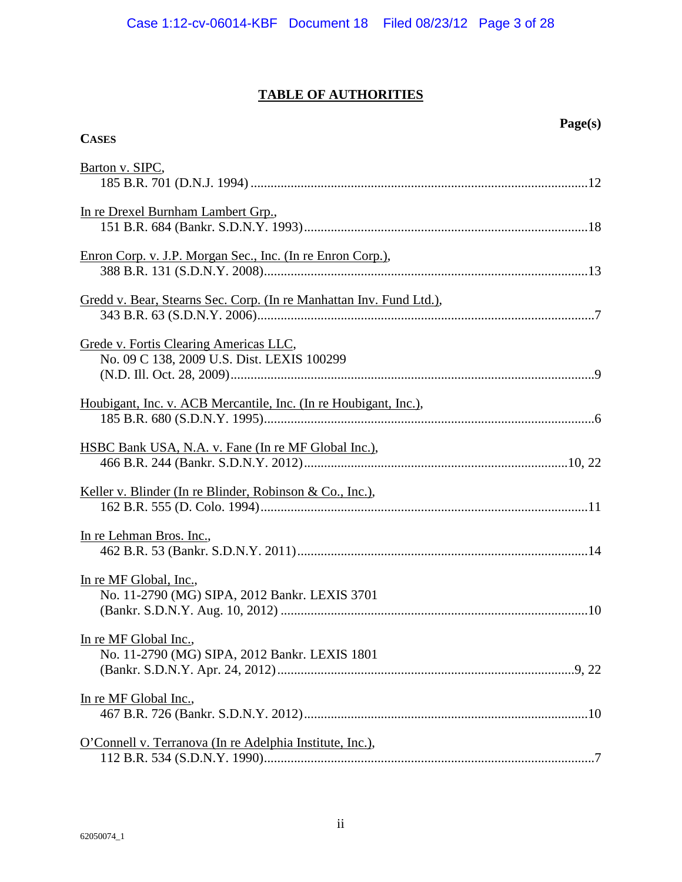# TABLE OF AUTHORITIES

**Page(s)**

**CASES**

Barton v. SIPC,
185 B.R. 701 (D.N.J. 1994) ....................................................................................................12

In re Drexel Burnham Lambert Grp.,
151 B.R. 684 (Bankr. S.D.N.Y. 1993) .....................................................................................18

Enron Corp. v. J.P. Morgan Sec., Inc. (In re Enron Corp.),
388 B.R. 131 (S.D.N.Y. 2008) ................................................................................................13

Gredd v. Bear, Stearns Sec. Corp. (In re Manhattan Inv. Fund Ltd.),
343 B.R. 63 (S.D.N.Y. 2006) ....................................................................................................7

Grede v. Fortis Clearing Americas LLC,
No. 09 C 138, 2009 U.S. Dist. LEXIS 100299
(N.D. Ill. Oct. 28, 2009) ............................................................................................................9

Houbigant, Inc. v. ACB Mercantile, Inc. (In re Houbigant, Inc.),
185 B.R. 680 (S.D.N.Y. 1995) ..................................................................................................6

HSBC Bank USA, N.A. v. Fane (In re MF Global Inc.),
466 B.R. 244 (Bankr. S.D.N.Y. 2012) ..............................................................................10, 22

Keller v. Blinder (In re Blinder, Robinson & Co., Inc.),
162 B.R. 555 (D. Colo. 1994) .................................................................................................11

In re Lehman Bros. Inc.,
462 B.R. 53 (Bankr. S.D.N.Y. 2011) ......................................................................................14

In re MF Global, Inc.,
No. 11-2790 (MG) SIPA, 2012 Bankr. LEXIS 3701
(Bankr. S.D.N.Y. Aug. 10, 2012) ...........................................................................................10

In re MF Global Inc.,
No. 11-2790 (MG) SIPA, 2012 Bankr. LEXIS 1801
(Bankr. S.D.N.Y. Apr. 24, 2012) ........................................................................................9, 22

In re MF Global Inc.,
467 B.R. 726 (Bankr. S.D.N.Y. 2012) ....................................................................................10

O'Connell v. Terranova (In re Adelphia Institute, Inc.),
112 B.R. 534 (S.D.N.Y. 1990) ..................................................................................................7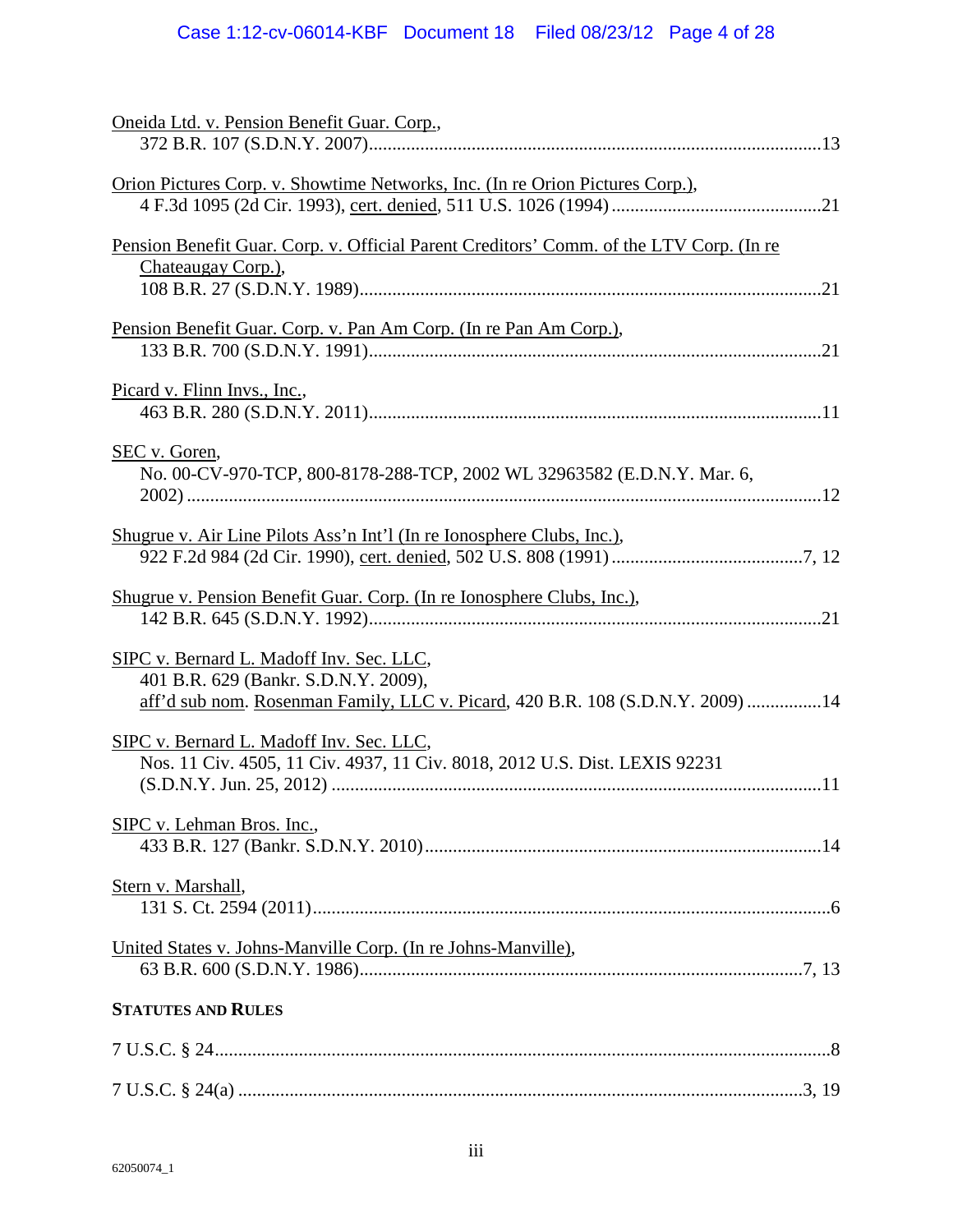Oneida Ltd. v. Pension Benefit Guar. Corp.,
372 B.R. 107 (S.D.N.Y. 2007)....................13

Orion Pictures Corp. v. Showtime Networks, Inc. (In re Orion Pictures Corp.),
4 F.3d 1095 (2d Cir. 1993), cert. denied, 511 U.S. 1026 (1994)....................21

Pension Benefit Guar. Corp. v. Official Parent Creditors' Comm. of the LTV Corp. (In re Chateaugay Corp.),
108 B.R. 27 (S.D.N.Y. 1989)....................21

Pension Benefit Guar. Corp. v. Pan Am Corp. (In re Pan Am Corp.),
133 B.R. 700 (S.D.N.Y. 1991)....................21

Picard v. Flinn Invs., Inc.,
463 B.R. 280 (S.D.N.Y. 2011)....................11

SEC v. Goren,
No. 00-CV-970-TCP, 800-8178-288-TCP, 2002 WL 32963582 (E.D.N.Y. Mar. 6, 2002)....................12

Shugrue v. Air Line Pilots Ass'n Int'l (In re Ionosphere Clubs, Inc.),
922 F.2d 984 (2d Cir. 1990), cert. denied, 502 U.S. 808 (1991)....................7, 12

Shugrue v. Pension Benefit Guar. Corp. (In re Ionosphere Clubs, Inc.),
142 B.R. 645 (S.D.N.Y. 1992)....................21

SIPC v. Bernard L. Madoff Inv. Sec. LLC,
401 B.R. 629 (Bankr. S.D.N.Y. 2009),
aff'd sub nom. Rosenman Family, LLC v. Picard, 420 B.R. 108 (S.D.N.Y. 2009)....................14

SIPC v. Bernard L. Madoff Inv. Sec. LLC,
Nos. 11 Civ. 4505, 11 Civ. 4937, 11 Civ. 8018, 2012 U.S. Dist. LEXIS 92231 (S.D.N.Y. Jun. 25, 2012)....................11

SIPC v. Lehman Bros. Inc.,
433 B.R. 127 (Bankr. S.D.N.Y. 2010)....................14

Stern v. Marshall,
131 S. Ct. 2594 (2011)....................6

United States v. Johns-Manville Corp. (In re Johns-Manville),
63 B.R. 600 (S.D.N.Y. 1986)....................7, 13

**STATUTES AND RULES**

7 U.S.C. § 24....................8

7 U.S.C. § 24(a)....................3, 19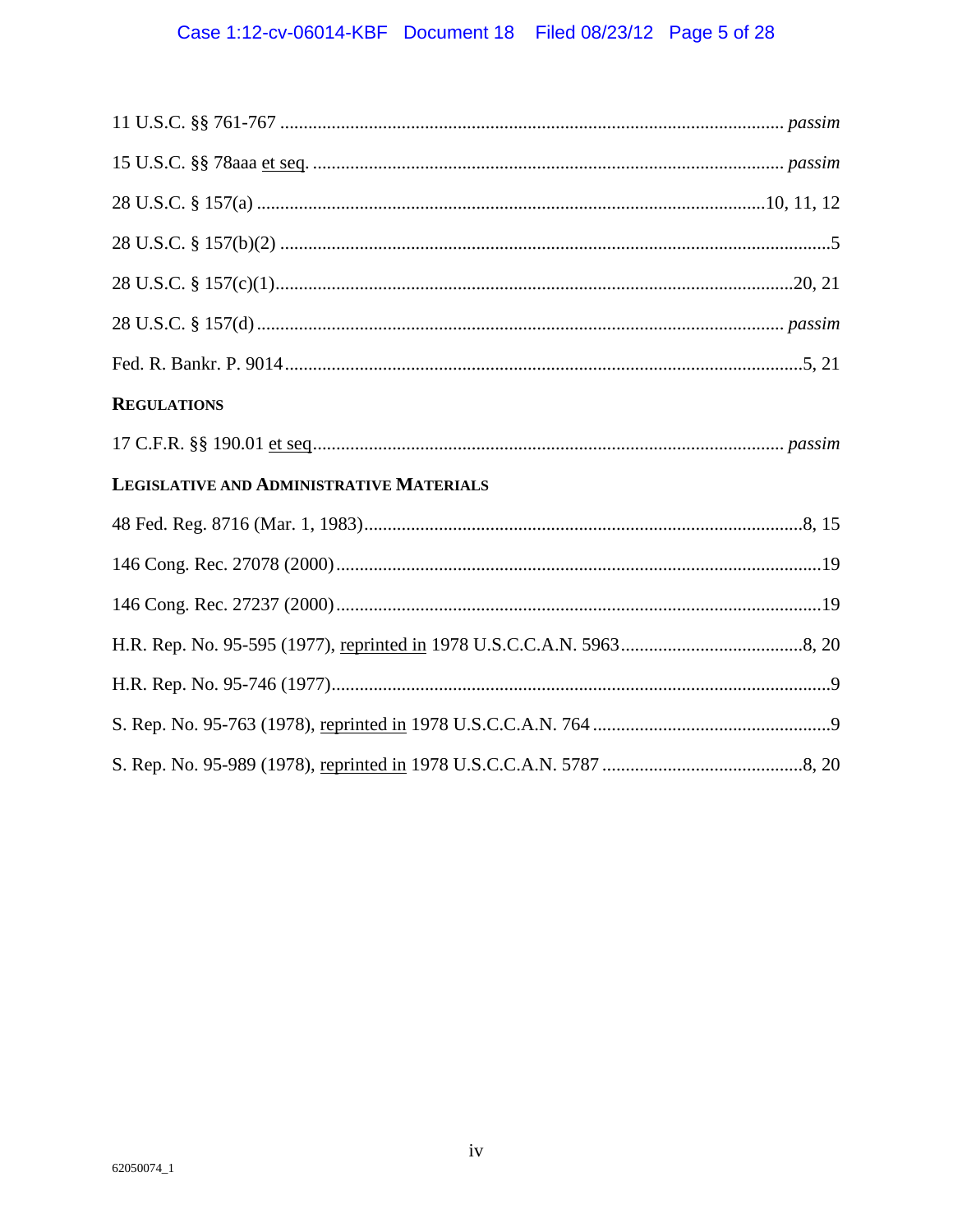11 U.S.C. §§ 761-767 .......... *passim*

15 U.S.C. §§ 78aaa et seq. .......... *passim*

28 U.S.C. § 157(a) .......... 10, 11, 12

28 U.S.C. § 157(b)(2) .......... 5

28 U.S.C. § 157(c)(1) .......... 20, 21

28 U.S.C. § 157(d) .......... *passim*

Fed. R. Bankr. P. 9014 .......... 5, 21

**REGULATIONS**

17 C.F.R. §§ 190.01 et seq .......... *passim*

**LEGISLATIVE AND ADMINISTRATIVE MATERIALS**

48 Fed. Reg. 8716 (Mar. 1, 1983) .......... 8, 15

146 Cong. Rec. 27078 (2000) .......... 19

146 Cong. Rec. 27237 (2000) .......... 19

H.R. Rep. No. 95-595 (1977), reprinted in 1978 U.S.C.C.A.N. 5963 .......... 8, 20

H.R. Rep. No. 95-746 (1977) .......... 9

S. Rep. No. 95-763 (1978), reprinted in 1978 U.S.C.C.A.N. 764 .......... 9

S. Rep. No. 95-989 (1978), reprinted in 1978 U.S.C.C.A.N. 5787 .......... 8, 20

62050074_1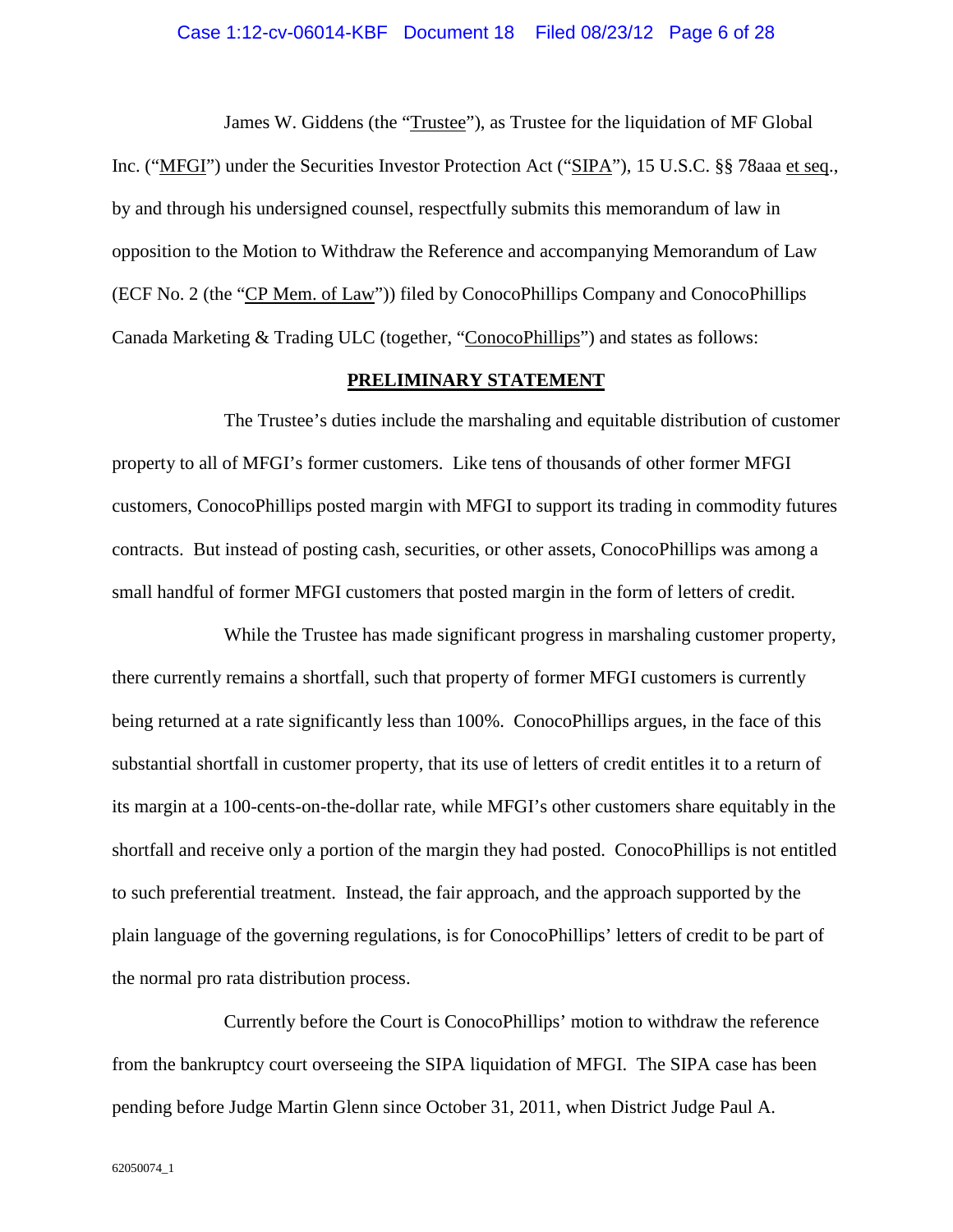James W. Giddens (the "Trustee"), as Trustee for the liquidation of MF Global Inc. ("MFGI") under the Securities Investor Protection Act ("SIPA"), 15 U.S.C. §§ 78aaa et seq., by and through his undersigned counsel, respectfully submits this memorandum of law in opposition to the Motion to Withdraw the Reference and accompanying Memorandum of Law (ECF No. 2 (the "CP Mem. of Law")) filed by ConocoPhillips Company and ConocoPhillips Canada Marketing & Trading ULC (together, "ConocoPhillips") and states as follows:

## PRELIMINARY STATEMENT

The Trustee's duties include the marshaling and equitable distribution of customer property to all of MFGI's former customers. Like tens of thousands of other former MFGI customers, ConocoPhillips posted margin with MFGI to support its trading in commodity futures contracts. But instead of posting cash, securities, or other assets, ConocoPhillips was among a small handful of former MFGI customers that posted margin in the form of letters of credit.

While the Trustee has made significant progress in marshaling customer property, there currently remains a shortfall, such that property of former MFGI customers is currently being returned at a rate significantly less than 100%. ConocoPhillips argues, in the face of this substantial shortfall in customer property, that its use of letters of credit entitles it to a return of its margin at a 100-cents-on-the-dollar rate, while MFGI's other customers share equitably in the shortfall and receive only a portion of the margin they had posted. ConocoPhillips is not entitled to such preferential treatment. Instead, the fair approach, and the approach supported by the plain language of the governing regulations, is for ConocoPhillips' letters of credit to be part of the normal pro rata distribution process.

Currently before the Court is ConocoPhillips' motion to withdraw the reference from the bankruptcy court overseeing the SIPA liquidation of MFGI. The SIPA case has been pending before Judge Martin Glenn since October 31, 2011, when District Judge Paul A.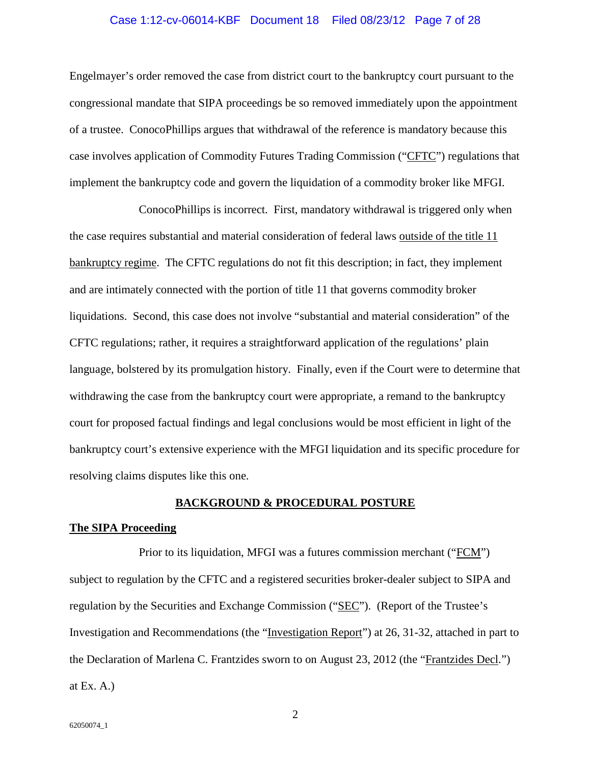Engelmayer's order removed the case from district court to the bankruptcy court pursuant to the congressional mandate that SIPA proceedings be so removed immediately upon the appointment of a trustee. ConocoPhillips argues that withdrawal of the reference is mandatory because this case involves application of Commodity Futures Trading Commission ("CFTC") regulations that implement the bankruptcy code and govern the liquidation of a commodity broker like MFGI.

ConocoPhillips is incorrect. First, mandatory withdrawal is triggered only when the case requires substantial and material consideration of federal laws outside of the title 11 bankruptcy regime. The CFTC regulations do not fit this description; in fact, they implement and are intimately connected with the portion of title 11 that governs commodity broker liquidations. Second, this case does not involve "substantial and material consideration" of the CFTC regulations; rather, it requires a straightforward application of the regulations' plain language, bolstered by its promulgation history. Finally, even if the Court were to determine that withdrawing the case from the bankruptcy court were appropriate, a remand to the bankruptcy court for proposed factual findings and legal conclusions would be most efficient in light of the bankruptcy court's extensive experience with the MFGI liquidation and its specific procedure for resolving claims disputes like this one.

## BACKGROUND & PROCEDURAL POSTURE

### The SIPA Proceeding

Prior to its liquidation, MFGI was a futures commission merchant ("FCM") subject to regulation by the CFTC and a registered securities broker-dealer subject to SIPA and regulation by the Securities and Exchange Commission ("SEC"). (Report of the Trustee's Investigation and Recommendations (the "Investigation Report") at 26, 31-32, attached in part to the Declaration of Marlena C. Frantzides sworn to on August 23, 2012 (the "Frantzides Decl.") at Ex. A.)

62050074_1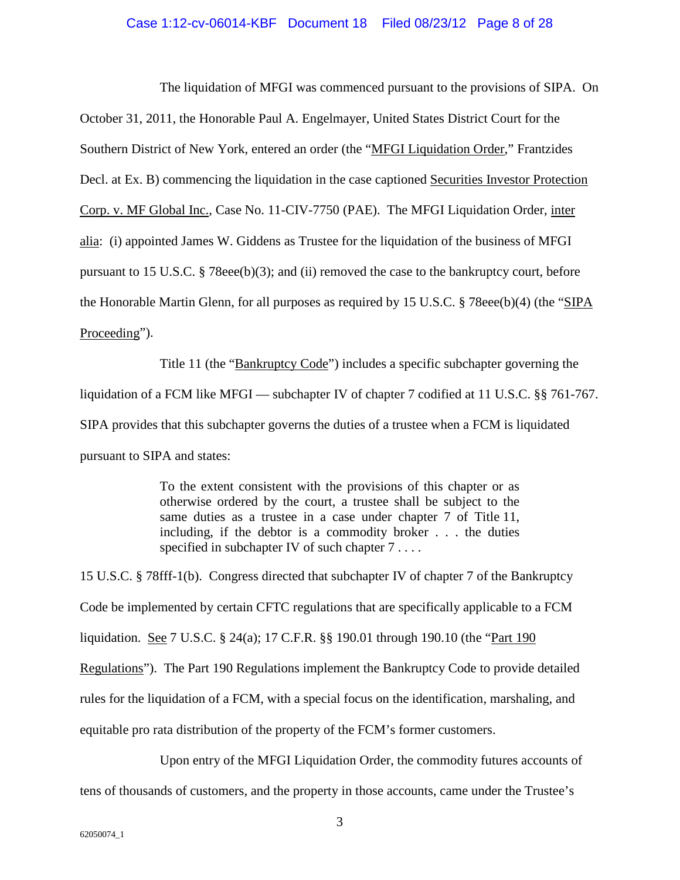The liquidation of MFGI was commenced pursuant to the provisions of SIPA. On October 31, 2011, the Honorable Paul A. Engelmayer, United States District Court for the Southern District of New York, entered an order (the "MFGI Liquidation Order," Frantzides Decl. at Ex. B) commencing the liquidation in the case captioned Securities Investor Protection Corp. v. MF Global Inc., Case No. 11-CIV-7750 (PAE). The MFGI Liquidation Order, inter alia: (i) appointed James W. Giddens as Trustee for the liquidation of the business of MFGI pursuant to 15 U.S.C. § 78eee(b)(3); and (ii) removed the case to the bankruptcy court, before the Honorable Martin Glenn, for all purposes as required by 15 U.S.C. § 78eee(b)(4) (the "SIPA Proceeding").

Title 11 (the "Bankruptcy Code") includes a specific subchapter governing the liquidation of a FCM like MFGI — subchapter IV of chapter 7 codified at 11 U.S.C. §§ 761-767. SIPA provides that this subchapter governs the duties of a trustee when a FCM is liquidated pursuant to SIPA and states:

> To the extent consistent with the provisions of this chapter or as otherwise ordered by the court, a trustee shall be subject to the same duties as a trustee in a case under chapter 7 of Title 11, including, if the debtor is a commodity broker . . . the duties specified in subchapter IV of such chapter 7 . . . .

15 U.S.C. § 78fff-1(b). Congress directed that subchapter IV of chapter 7 of the Bankruptcy Code be implemented by certain CFTC regulations that are specifically applicable to a FCM liquidation. See 7 U.S.C. § 24(a); 17 C.F.R. §§ 190.01 through 190.10 (the "Part 190 Regulations"). The Part 190 Regulations implement the Bankruptcy Code to provide detailed rules for the liquidation of a FCM, with a special focus on the identification, marshaling, and equitable pro rata distribution of the property of the FCM's former customers.

Upon entry of the MFGI Liquidation Order, the commodity futures accounts of tens of thousands of customers, and the property in those accounts, came under the Trustee's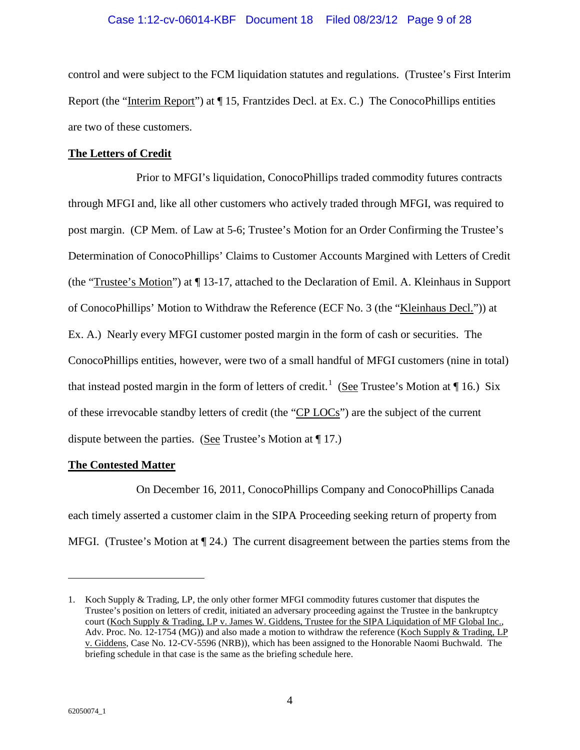control and were subject to the FCM liquidation statutes and regulations. (Trustee's First Interim Report (the "Interim Report") at ¶ 15, Frantzides Decl. at Ex. C.) The ConocoPhillips entities are two of these customers.

**The Letters of Credit**

Prior to MFGI's liquidation, ConocoPhillips traded commodity futures contracts through MFGI and, like all other customers who actively traded through MFGI, was required to post margin. (CP Mem. of Law at 5-6; Trustee's Motion for an Order Confirming the Trustee's Determination of ConocoPhillips' Claims to Customer Accounts Margined with Letters of Credit (the "Trustee's Motion") at ¶ 13-17, attached to the Declaration of Emil. A. Kleinhaus in Support of ConocoPhillips' Motion to Withdraw the Reference (ECF No. 3 (the "Kleinhaus Decl.")) at Ex. A.) Nearly every MFGI customer posted margin in the form of cash or securities. The ConocoPhillips entities, however, were two of a small handful of MFGI customers (nine in total) that instead posted margin in the form of letters of credit.[1] (See Trustee's Motion at ¶ 16.) Six of these irrevocable standby letters of credit (the "CP LOCs") are the subject of the current dispute between the parties. (See Trustee's Motion at ¶ 17.)

**The Contested Matter**

On December 16, 2011, ConocoPhillips Company and ConocoPhillips Canada each timely asserted a customer claim in the SIPA Proceeding seeking return of property from MFGI. (Trustee's Motion at ¶ 24.) The current disagreement between the parties stems from the

---

1. Koch Supply & Trading, LP, the only other former MFGI commodity futures customer that disputes the Trustee's position on letters of credit, initiated an adversary proceeding against the Trustee in the bankruptcy court (Koch Supply & Trading, LP v. James W. Giddens, Trustee for the SIPA Liquidation of MF Global Inc., Adv. Proc. No. 12-1754 (MG)) and also made a motion to withdraw the reference (Koch Supply & Trading, LP v. Giddens, Case No. 12-CV-5596 (NRB)), which has been assigned to the Honorable Naomi Buchwald. The briefing schedule in that case is the same as the briefing schedule here.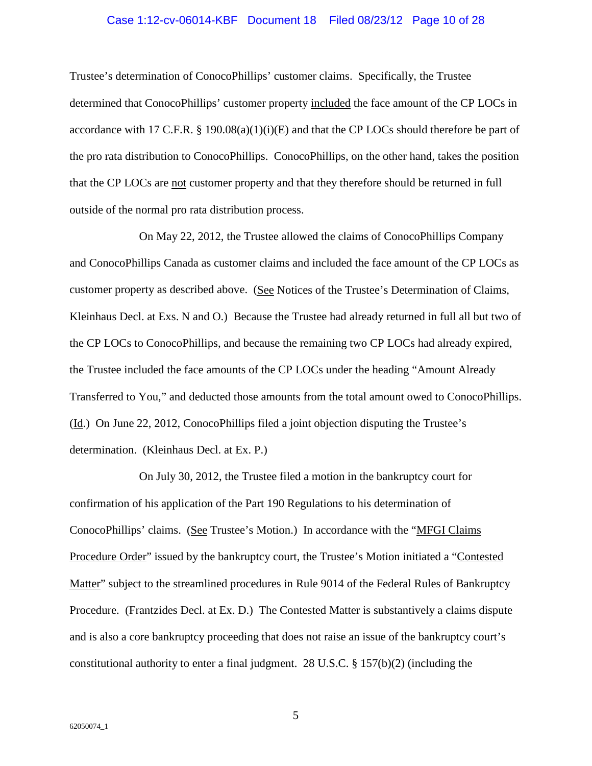Trustee's determination of ConocoPhillips' customer claims. Specifically, the Trustee determined that ConocoPhillips' customer property included the face amount of the CP LOCs in accordance with 17 C.F.R. § 190.08(a)(1)(i)(E) and that the CP LOCs should therefore be part of the pro rata distribution to ConocoPhillips. ConocoPhillips, on the other hand, takes the position that the CP LOCs are not customer property and that they therefore should be returned in full outside of the normal pro rata distribution process.

On May 22, 2012, the Trustee allowed the claims of ConocoPhillips Company and ConocoPhillips Canada as customer claims and included the face amount of the CP LOCs as customer property as described above. (See Notices of the Trustee's Determination of Claims, Kleinhaus Decl. at Exs. N and O.) Because the Trustee had already returned in full all but two of the CP LOCs to ConocoPhillips, and because the remaining two CP LOCs had already expired, the Trustee included the face amounts of the CP LOCs under the heading "Amount Already Transferred to You," and deducted those amounts from the total amount owed to ConocoPhillips. (Id.) On June 22, 2012, ConocoPhillips filed a joint objection disputing the Trustee's determination. (Kleinhaus Decl. at Ex. P.)

On July 30, 2012, the Trustee filed a motion in the bankruptcy court for confirmation of his application of the Part 190 Regulations to his determination of ConocoPhillips' claims. (See Trustee's Motion.) In accordance with the "MFGI Claims Procedure Order" issued by the bankruptcy court, the Trustee's Motion initiated a "Contested Matter" subject to the streamlined procedures in Rule 9014 of the Federal Rules of Bankruptcy Procedure. (Frantzides Decl. at Ex. D.) The Contested Matter is substantively a claims dispute and is also a core bankruptcy proceeding that does not raise an issue of the bankruptcy court's constitutional authority to enter a final judgment. 28 U.S.C. § 157(b)(2) (including the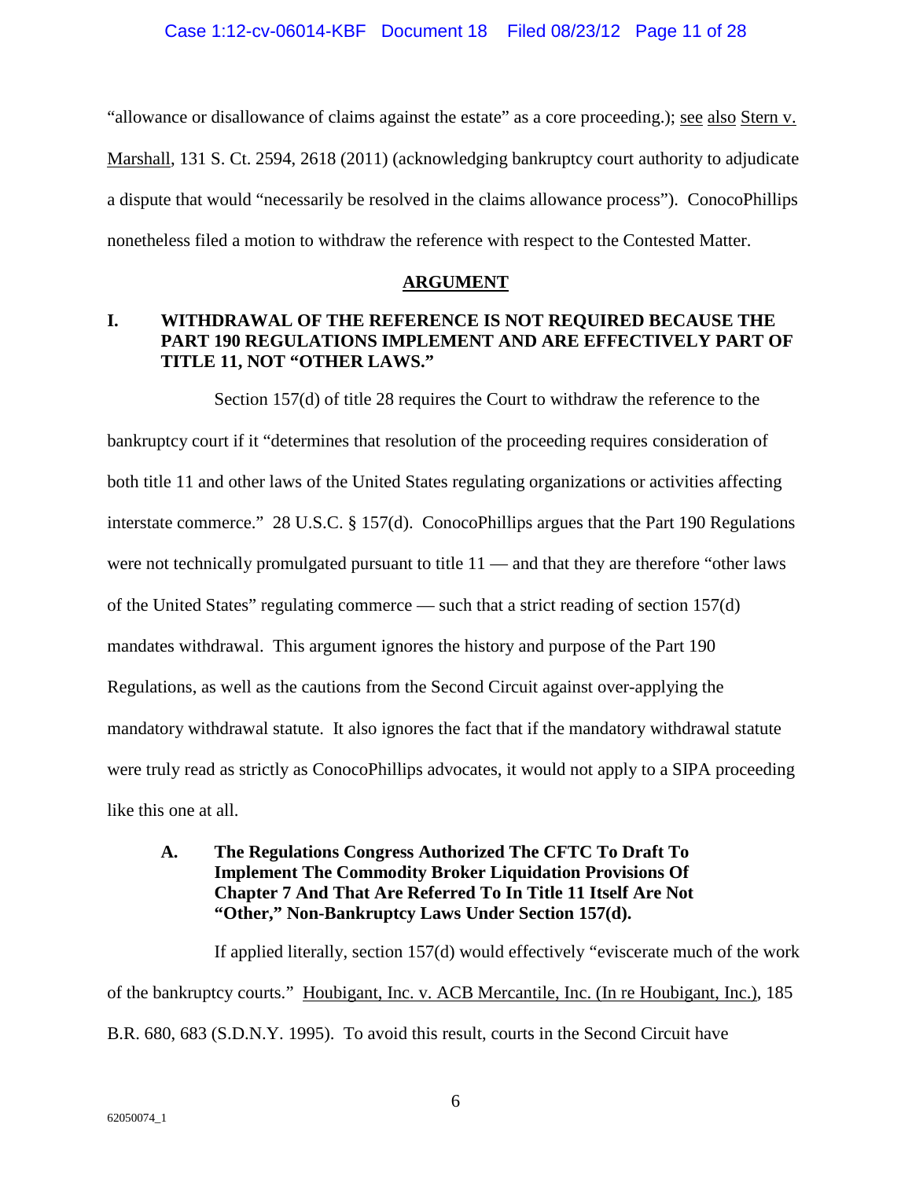"allowance or disallowance of claims against the estate" as a core proceeding.); see also Stern v. Marshall, 131 S. Ct. 2594, 2618 (2011) (acknowledging bankruptcy court authority to adjudicate a dispute that would "necessarily be resolved in the claims allowance process"). ConocoPhillips nonetheless filed a motion to withdraw the reference with respect to the Contested Matter.

## ARGUMENT

### I. WITHDRAWAL OF THE REFERENCE IS NOT REQUIRED BECAUSE THE PART 190 REGULATIONS IMPLEMENT AND ARE EFFECTIVELY PART OF TITLE 11, NOT "OTHER LAWS."

Section 157(d) of title 28 requires the Court to withdraw the reference to the bankruptcy court if it "determines that resolution of the proceeding requires consideration of both title 11 and other laws of the United States regulating organizations or activities affecting interstate commerce." 28 U.S.C. § 157(d). ConocoPhillips argues that the Part 190 Regulations were not technically promulgated pursuant to title 11 — and that they are therefore "other laws of the United States" regulating commerce — such that a strict reading of section 157(d) mandates withdrawal. This argument ignores the history and purpose of the Part 190 Regulations, as well as the cautions from the Second Circuit against over-applying the mandatory withdrawal statute. It also ignores the fact that if the mandatory withdrawal statute were truly read as strictly as ConocoPhillips advocates, it would not apply to a SIPA proceeding like this one at all.

#### A. The Regulations Congress Authorized The CFTC To Draft To Implement The Commodity Broker Liquidation Provisions Of Chapter 7 And That Are Referred To In Title 11 Itself Are Not "Other," Non-Bankruptcy Laws Under Section 157(d).

If applied literally, section 157(d) would effectively "eviscerate much of the work of the bankruptcy courts." Houbigant, Inc. v. ACB Mercantile, Inc. (In re Houbigant, Inc.), 185 B.R. 680, 683 (S.D.N.Y. 1995). To avoid this result, courts in the Second Circuit have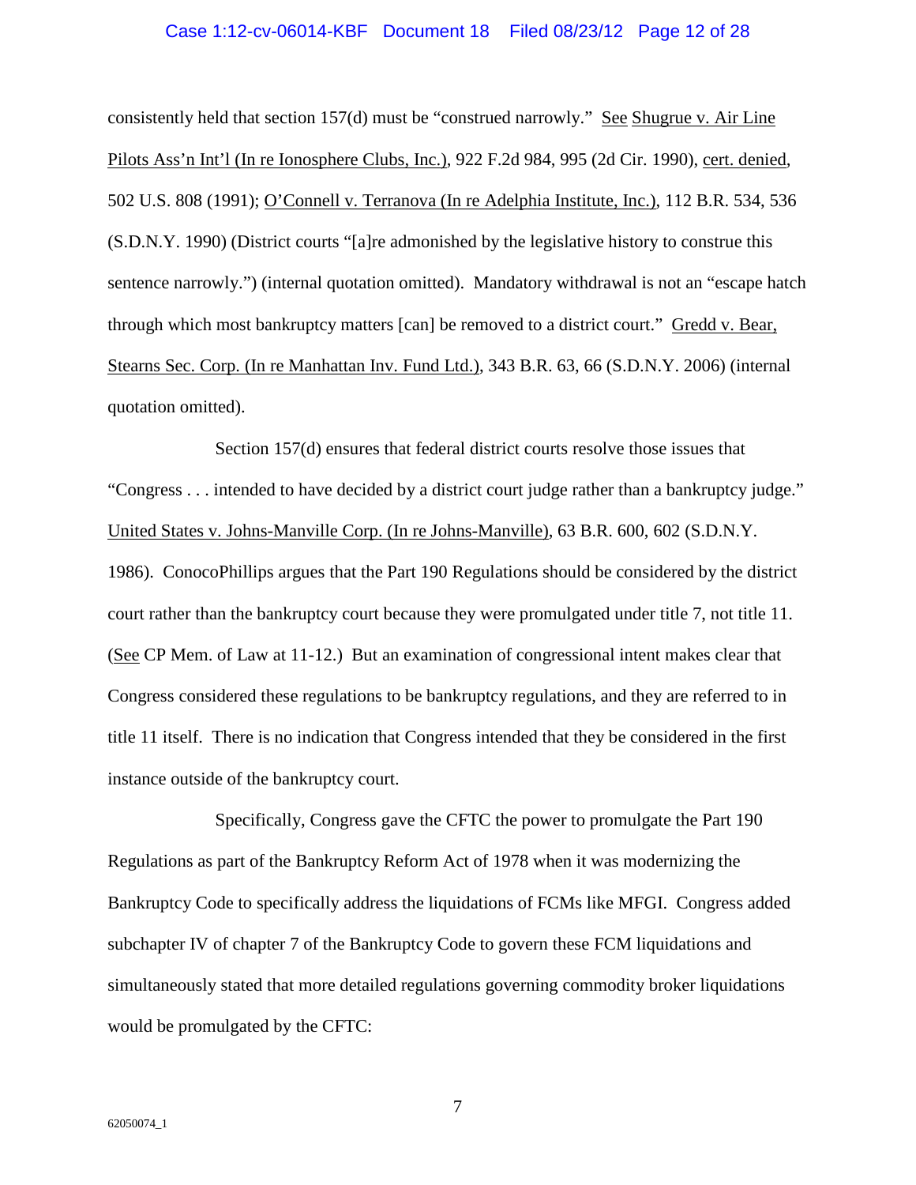consistently held that section 157(d) must be "construed narrowly." See Shugrue v. Air Line Pilots Ass'n Int'l (In re Ionosphere Clubs, Inc.), 922 F.2d 984, 995 (2d Cir. 1990), cert. denied, 502 U.S. 808 (1991); O'Connell v. Terranova (In re Adelphia Institute, Inc.), 112 B.R. 534, 536 (S.D.N.Y. 1990) (District courts "[a]re admonished by the legislative history to construe this sentence narrowly.") (internal quotation omitted). Mandatory withdrawal is not an "escape hatch through which most bankruptcy matters [can] be removed to a district court." Gredd v. Bear, Stearns Sec. Corp. (In re Manhattan Inv. Fund Ltd.), 343 B.R. 63, 66 (S.D.N.Y. 2006) (internal quotation omitted).

Section 157(d) ensures that federal district courts resolve those issues that "Congress . . . intended to have decided by a district court judge rather than a bankruptcy judge." United States v. Johns-Manville Corp. (In re Johns-Manville), 63 B.R. 600, 602 (S.D.N.Y. 1986). ConocoPhillips argues that the Part 190 Regulations should be considered by the district court rather than the bankruptcy court because they were promulgated under title 7, not title 11. (See CP Mem. of Law at 11-12.) But an examination of congressional intent makes clear that Congress considered these regulations to be bankruptcy regulations, and they are referred to in title 11 itself. There is no indication that Congress intended that they be considered in the first instance outside of the bankruptcy court.

Specifically, Congress gave the CFTC the power to promulgate the Part 190 Regulations as part of the Bankruptcy Reform Act of 1978 when it was modernizing the Bankruptcy Code to specifically address the liquidations of FCMs like MFGI. Congress added subchapter IV of chapter 7 of the Bankruptcy Code to govern these FCM liquidations and simultaneously stated that more detailed regulations governing commodity broker liquidations would be promulgated by the CFTC: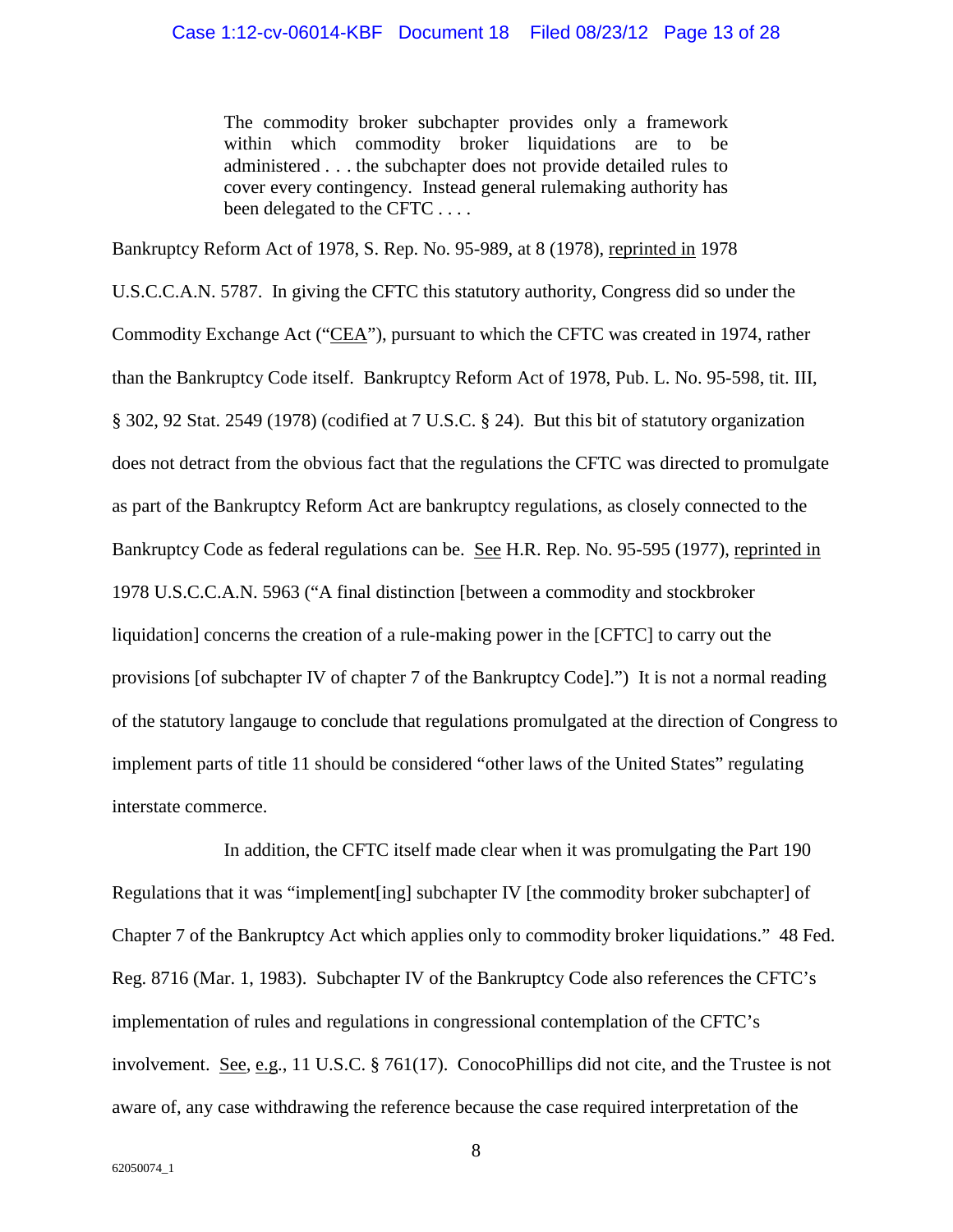> The commodity broker subchapter provides only a framework within which commodity broker liquidations are to be administered . . . the subchapter does not provide detailed rules to cover every contingency. Instead general rulemaking authority has been delegated to the CFTC . . . .

Bankruptcy Reform Act of 1978, S. Rep. No. 95-989, at 8 (1978), reprinted in 1978 U.S.C.C.A.N. 5787. In giving the CFTC this statutory authority, Congress did so under the Commodity Exchange Act ("CEA"), pursuant to which the CFTC was created in 1974, rather than the Bankruptcy Code itself. Bankruptcy Reform Act of 1978, Pub. L. No. 95-598, tit. III, § 302, 92 Stat. 2549 (1978) (codified at 7 U.S.C. § 24). But this bit of statutory organization does not detract from the obvious fact that the regulations the CFTC was directed to promulgate as part of the Bankruptcy Reform Act are bankruptcy regulations, as closely connected to the Bankruptcy Code as federal regulations can be. See H.R. Rep. No. 95-595 (1977), reprinted in 1978 U.S.C.C.A.N. 5963 ("A final distinction [between a commodity and stockbroker liquidation] concerns the creation of a rule-making power in the [CFTC] to carry out the provisions [of subchapter IV of chapter 7 of the Bankruptcy Code].") It is not a normal reading of the statutory langauge to conclude that regulations promulgated at the direction of Congress to implement parts of title 11 should be considered "other laws of the United States" regulating interstate commerce.

In addition, the CFTC itself made clear when it was promulgating the Part 190 Regulations that it was "implement[ing] subchapter IV [the commodity broker subchapter] of Chapter 7 of the Bankruptcy Act which applies only to commodity broker liquidations." 48 Fed. Reg. 8716 (Mar. 1, 1983). Subchapter IV of the Bankruptcy Code also references the CFTC's implementation of rules and regulations in congressional contemplation of the CFTC's involvement. See, e.g., 11 U.S.C. § 761(17). ConocoPhillips did not cite, and the Trustee is not aware of, any case withdrawing the reference because the case required interpretation of the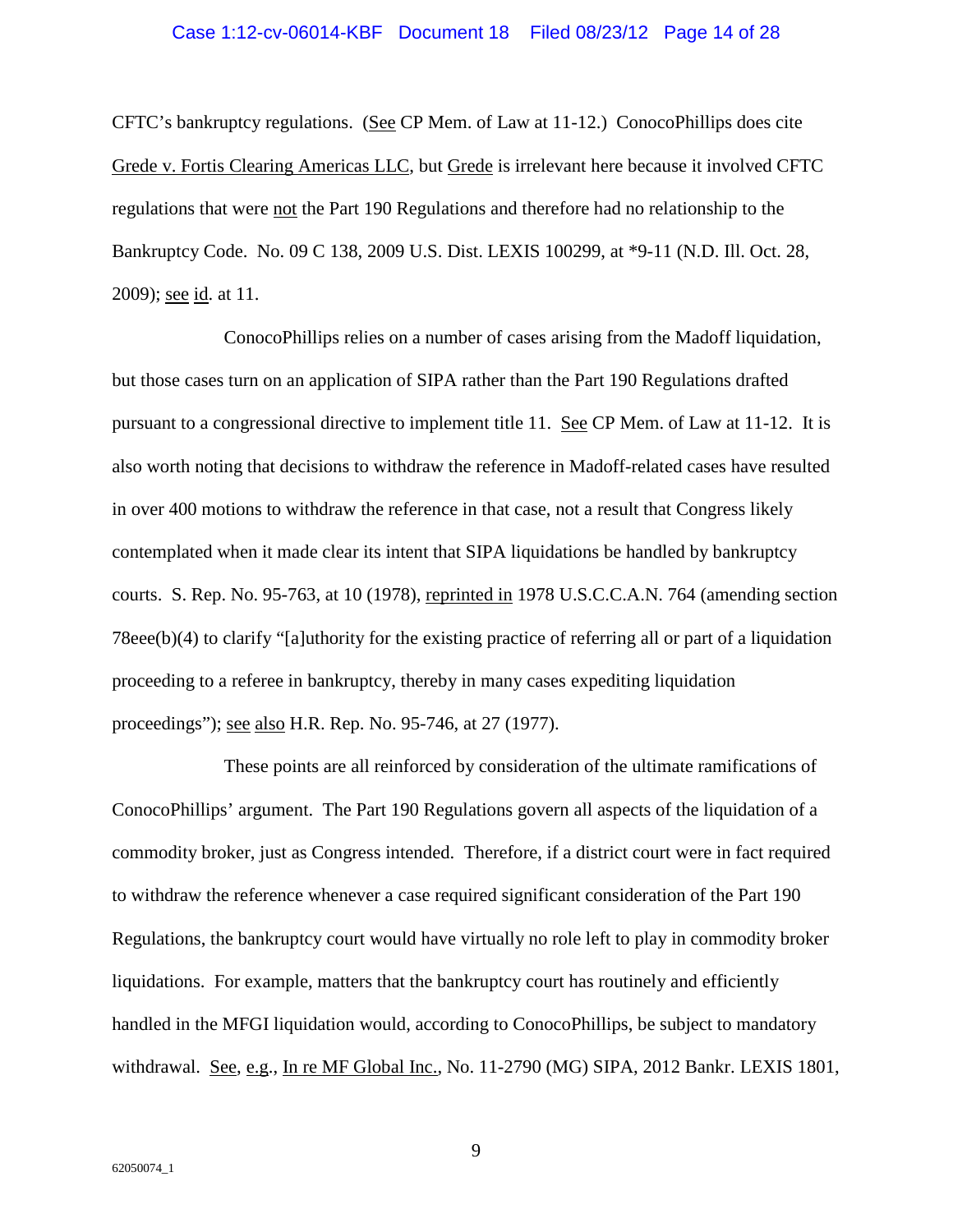CFTC's bankruptcy regulations. (See CP Mem. of Law at 11-12.) ConocoPhillips does cite Grede v. Fortis Clearing Americas LLC, but Grede is irrelevant here because it involved CFTC regulations that were not the Part 190 Regulations and therefore had no relationship to the Bankruptcy Code. No. 09 C 138, 2009 U.S. Dist. LEXIS 100299, at *9-11 (N.D. Ill. Oct. 28, 2009); see id. at 11.

ConocoPhillips relies on a number of cases arising from the Madoff liquidation, but those cases turn on an application of SIPA rather than the Part 190 Regulations drafted pursuant to a congressional directive to implement title 11. See CP Mem. of Law at 11-12. It is also worth noting that decisions to withdraw the reference in Madoff-related cases have resulted in over 400 motions to withdraw the reference in that case, not a result that Congress likely contemplated when it made clear its intent that SIPA liquidations be handled by bankruptcy courts. S. Rep. No. 95-763, at 10 (1978), reprinted in 1978 U.S.C.C.A.N. 764 (amending section 78eee(b)(4) to clarify "[a]uthority for the existing practice of referring all or part of a liquidation proceeding to a referee in bankruptcy, thereby in many cases expediting liquidation proceedings"); see also H.R. Rep. No. 95-746, at 27 (1977).

These points are all reinforced by consideration of the ultimate ramifications of ConocoPhillips' argument. The Part 190 Regulations govern all aspects of the liquidation of a commodity broker, just as Congress intended. Therefore, if a district court were in fact required to withdraw the reference whenever a case required significant consideration of the Part 190 Regulations, the bankruptcy court would have virtually no role left to play in commodity broker liquidations. For example, matters that the bankruptcy court has routinely and efficiently handled in the MFGI liquidation would, according to ConocoPhillips, be subject to mandatory withdrawal. See, e.g., In re MF Global Inc., No. 11-2790 (MG) SIPA, 2012 Bankr. LEXIS 1801,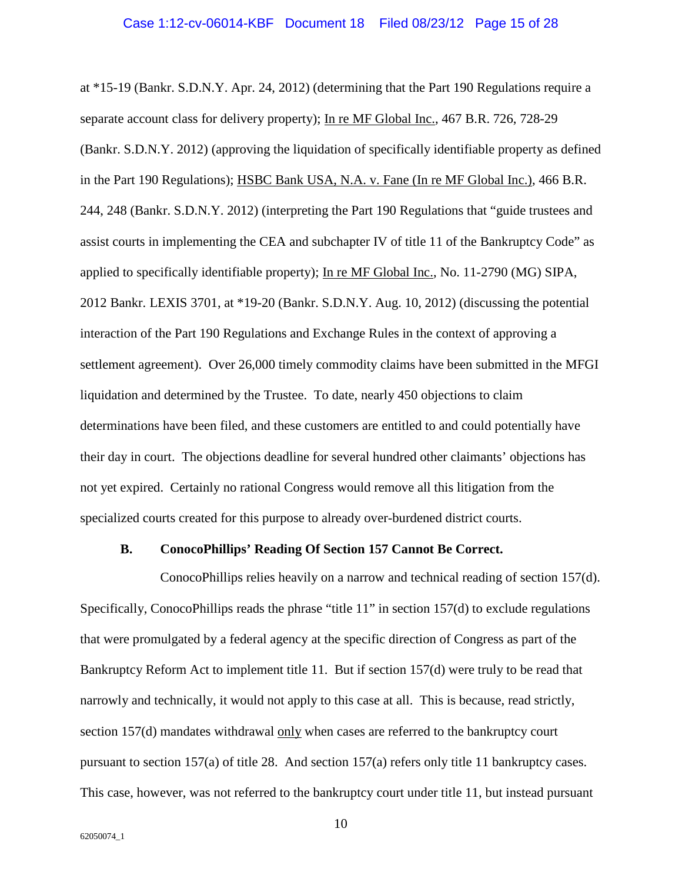at *15-19 (Bankr. S.D.N.Y. Apr. 24, 2012) (determining that the Part 190 Regulations require a separate account class for delivery property); In re MF Global Inc., 467 B.R. 726, 728-29 (Bankr. S.D.N.Y. 2012) (approving the liquidation of specifically identifiable property as defined in the Part 190 Regulations); HSBC Bank USA, N.A. v. Fane (In re MF Global Inc.), 466 B.R. 244, 248 (Bankr. S.D.N.Y. 2012) (interpreting the Part 190 Regulations that "guide trustees and assist courts in implementing the CEA and subchapter IV of title 11 of the Bankruptcy Code" as applied to specifically identifiable property); In re MF Global Inc., No. 11-2790 (MG) SIPA, 2012 Bankr. LEXIS 3701, at *19-20 (Bankr. S.D.N.Y. Aug. 10, 2012) (discussing the potential interaction of the Part 190 Regulations and Exchange Rules in the context of approving a settlement agreement). Over 26,000 timely commodity claims have been submitted in the MFGI liquidation and determined by the Trustee. To date, nearly 450 objections to claim determinations have been filed, and these customers are entitled to and could potentially have their day in court. The objections deadline for several hundred other claimants' objections has not yet expired. Certainly no rational Congress would remove all this litigation from the specialized courts created for this purpose to already over-burdened district courts.

### B. ConocoPhillips' Reading Of Section 157 Cannot Be Correct.

ConocoPhillips relies heavily on a narrow and technical reading of section 157(d). Specifically, ConocoPhillips reads the phrase "title 11" in section 157(d) to exclude regulations that were promulgated by a federal agency at the specific direction of Congress as part of the Bankruptcy Reform Act to implement title 11. But if section 157(d) were truly to be read that narrowly and technically, it would not apply to this case at all. This is because, read strictly, section 157(d) mandates withdrawal only when cases are referred to the bankruptcy court pursuant to section 157(a) of title 28. And section 157(a) refers only title 11 bankruptcy cases. This case, however, was not referred to the bankruptcy court under title 11, but instead pursuant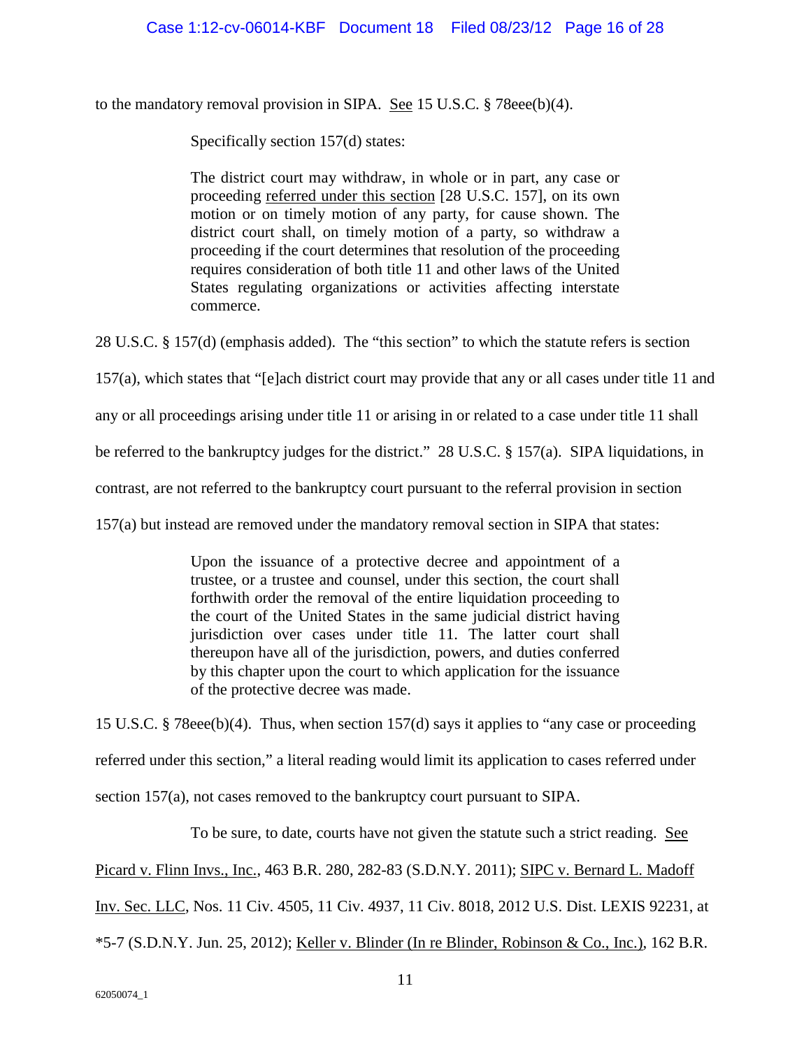to the mandatory removal provision in SIPA. See 15 U.S.C. § 78eee(b)(4).

Specifically section 157(d) states:

> The district court may withdraw, in whole or in part, any case or proceeding referred under this section [28 U.S.C. 157], on its own motion or on timely motion of any party, for cause shown. The district court shall, on timely motion of a party, so withdraw a proceeding if the court determines that resolution of the proceeding requires consideration of both title 11 and other laws of the United States regulating organizations or activities affecting interstate commerce.

28 U.S.C. § 157(d) (emphasis added). The "this section" to which the statute refers is section 157(a), which states that "[e]ach district court may provide that any or all cases under title 11 and any or all proceedings arising under title 11 or arising in or related to a case under title 11 shall be referred to the bankruptcy judges for the district." 28 U.S.C. § 157(a). SIPA liquidations, in contrast, are not referred to the bankruptcy court pursuant to the referral provision in section 157(a) but instead are removed under the mandatory removal section in SIPA that states:

> Upon the issuance of a protective decree and appointment of a trustee, or a trustee and counsel, under this section, the court shall forthwith order the removal of the entire liquidation proceeding to the court of the United States in the same judicial district having jurisdiction over cases under title 11. The latter court shall thereupon have all of the jurisdiction, powers, and duties conferred by this chapter upon the court to which application for the issuance of the protective decree was made.

15 U.S.C. § 78eee(b)(4). Thus, when section 157(d) says it applies to "any case or proceeding referred under this section," a literal reading would limit its application to cases referred under section 157(a), not cases removed to the bankruptcy court pursuant to SIPA.

To be sure, to date, courts have not given the statute such a strict reading. See Picard v. Flinn Invs., Inc., 463 B.R. 280, 282-83 (S.D.N.Y. 2011); SIPC v. Bernard L. Madoff Inv. Sec. LLC, Nos. 11 Civ. 4505, 11 Civ. 4937, 11 Civ. 8018, 2012 U.S. Dist. LEXIS 92231, at *5-7 (S.D.N.Y. Jun. 25, 2012); Keller v. Blinder (In re Blinder, Robinson & Co., Inc.), 162 B.R.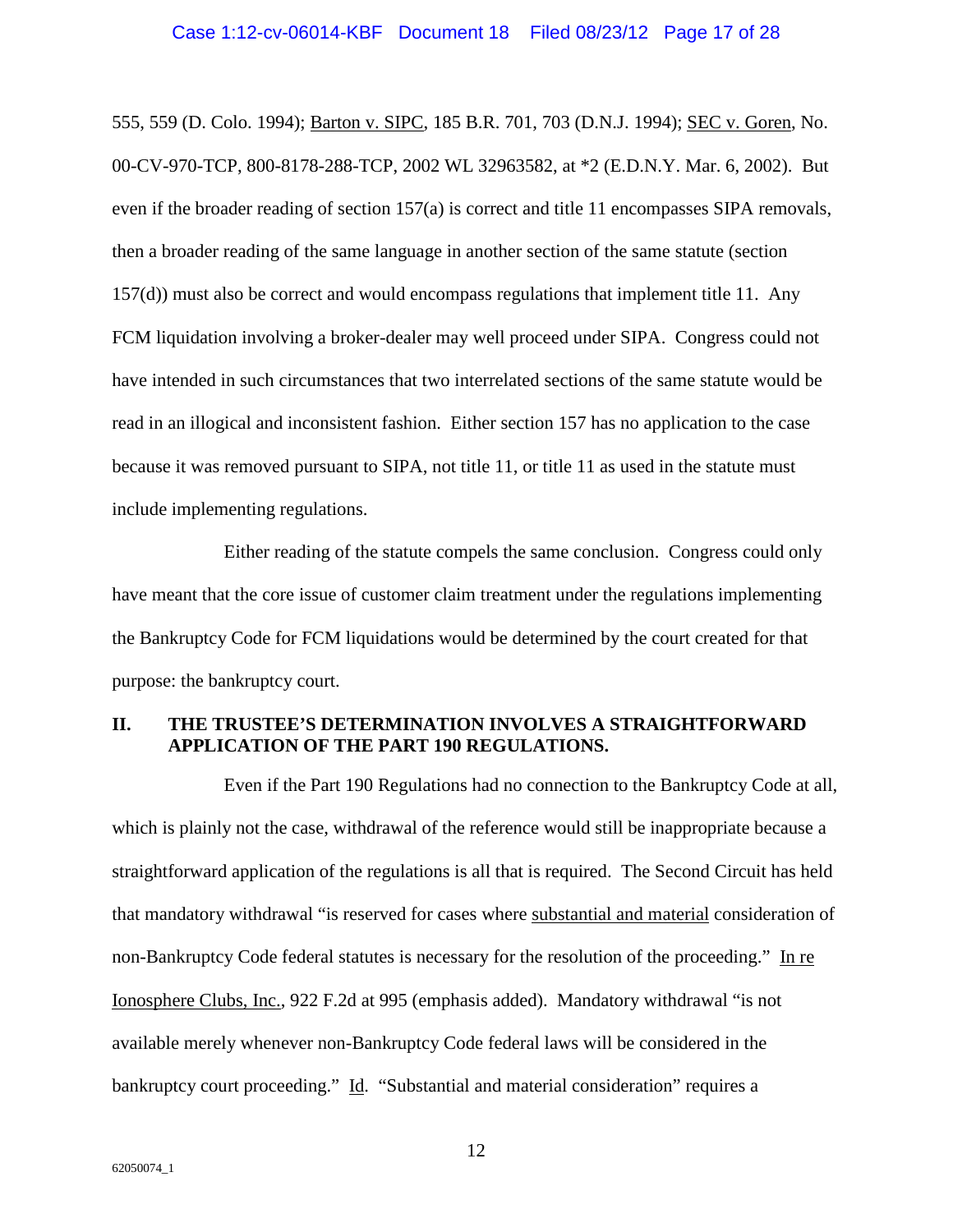555, 559 (D. Colo. 1994); Barton v. SIPC, 185 B.R. 701, 703 (D.N.J. 1994); SEC v. Goren, No. 00-CV-970-TCP, 800-8178-288-TCP, 2002 WL 32963582, at *2 (E.D.N.Y. Mar. 6, 2002). But even if the broader reading of section 157(a) is correct and title 11 encompasses SIPA removals, then a broader reading of the same language in another section of the same statute (section 157(d)) must also be correct and would encompass regulations that implement title 11. Any FCM liquidation involving a broker-dealer may well proceed under SIPA. Congress could not have intended in such circumstances that two interrelated sections of the same statute would be read in an illogical and inconsistent fashion. Either section 157 has no application to the case because it was removed pursuant to SIPA, not title 11, or title 11 as used in the statute must include implementing regulations.

Either reading of the statute compels the same conclusion. Congress could only have meant that the core issue of customer claim treatment under the regulations implementing the Bankruptcy Code for FCM liquidations would be determined by the court created for that purpose: the bankruptcy court.

## II. THE TRUSTEE'S DETERMINATION INVOLVES A STRAIGHTFORWARD APPLICATION OF THE PART 190 REGULATIONS.

Even if the Part 190 Regulations had no connection to the Bankruptcy Code at all, which is plainly not the case, withdrawal of the reference would still be inappropriate because a straightforward application of the regulations is all that is required. The Second Circuit has held that mandatory withdrawal "is reserved for cases where substantial and material consideration of non-Bankruptcy Code federal statutes is necessary for the resolution of the proceeding." In re Ionosphere Clubs, Inc., 922 F.2d at 995 (emphasis added). Mandatory withdrawal "is not available merely whenever non-Bankruptcy Code federal laws will be considered in the bankruptcy court proceeding." Id. "Substantial and material consideration" requires a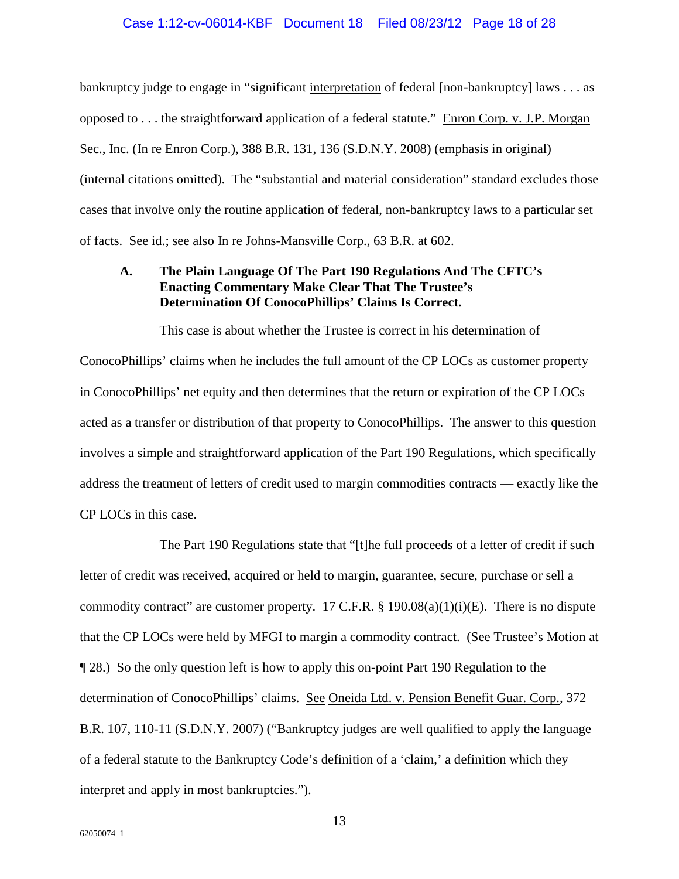bankruptcy judge to engage in "significant interpretation of federal [non-bankruptcy] laws . . . as opposed to . . . the straightforward application of a federal statute." Enron Corp. v. J.P. Morgan Sec., Inc. (In re Enron Corp.), 388 B.R. 131, 136 (S.D.N.Y. 2008) (emphasis in original) (internal citations omitted). The "substantial and material consideration" standard excludes those cases that involve only the routine application of federal, non-bankruptcy laws to a particular set of facts. See id.; see also In re Johns-Mansville Corp., 63 B.R. at 602.

### A. The Plain Language Of The Part 190 Regulations And The CFTC's Enacting Commentary Make Clear That The Trustee's Determination Of ConocoPhillips' Claims Is Correct.

This case is about whether the Trustee is correct in his determination of ConocoPhillips' claims when he includes the full amount of the CP LOCs as customer property in ConocoPhillips' net equity and then determines that the return or expiration of the CP LOCs acted as a transfer or distribution of that property to ConocoPhillips. The answer to this question involves a simple and straightforward application of the Part 190 Regulations, which specifically address the treatment of letters of credit used to margin commodities contracts — exactly like the CP LOCs in this case.

The Part 190 Regulations state that "[t]he full proceeds of a letter of credit if such letter of credit was received, acquired or held to margin, guarantee, secure, purchase or sell a commodity contract" are customer property. 17 C.F.R. § 190.08(a)(1)(i)(E). There is no dispute that the CP LOCs were held by MFGI to margin a commodity contract. (See Trustee's Motion at ¶ 28.) So the only question left is how to apply this on-point Part 190 Regulation to the determination of ConocoPhillips' claims. See Oneida Ltd. v. Pension Benefit Guar. Corp., 372 B.R. 107, 110-11 (S.D.N.Y. 2007) ("Bankruptcy judges are well qualified to apply the language of a federal statute to the Bankruptcy Code's definition of a 'claim,' a definition which they interpret and apply in most bankruptcies.").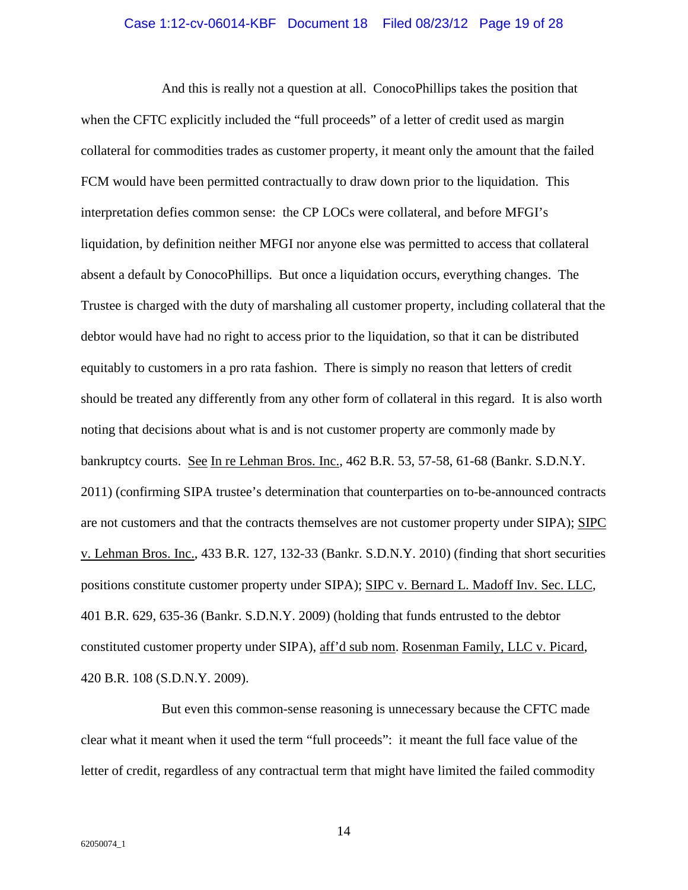And this is really not a question at all. ConocoPhillips takes the position that when the CFTC explicitly included the "full proceeds" of a letter of credit used as margin collateral for commodities trades as customer property, it meant only the amount that the failed FCM would have been permitted contractually to draw down prior to the liquidation. This interpretation defies common sense: the CP LOCs were collateral, and before MFGI's liquidation, by definition neither MFGI nor anyone else was permitted to access that collateral absent a default by ConocoPhillips. But once a liquidation occurs, everything changes. The Trustee is charged with the duty of marshaling all customer property, including collateral that the debtor would have had no right to access prior to the liquidation, so that it can be distributed equitably to customers in a pro rata fashion. There is simply no reason that letters of credit should be treated any differently from any other form of collateral in this regard. It is also worth noting that decisions about what is and is not customer property are commonly made by bankruptcy courts. See In re Lehman Bros. Inc., 462 B.R. 53, 57-58, 61-68 (Bankr. S.D.N.Y. 2011) (confirming SIPA trustee's determination that counterparties on to-be-announced contracts are not customers and that the contracts themselves are not customer property under SIPA); SIPC v. Lehman Bros. Inc., 433 B.R. 127, 132-33 (Bankr. S.D.N.Y. 2010) (finding that short securities positions constitute customer property under SIPA); SIPC v. Bernard L. Madoff Inv. Sec. LLC, 401 B.R. 629, 635-36 (Bankr. S.D.N.Y. 2009) (holding that funds entrusted to the debtor constituted customer property under SIPA), aff'd sub nom. Rosenman Family, LLC v. Picard, 420 B.R. 108 (S.D.N.Y. 2009).

But even this common-sense reasoning is unnecessary because the CFTC made clear what it meant when it used the term "full proceeds": it meant the full face value of the letter of credit, regardless of any contractual term that might have limited the failed commodity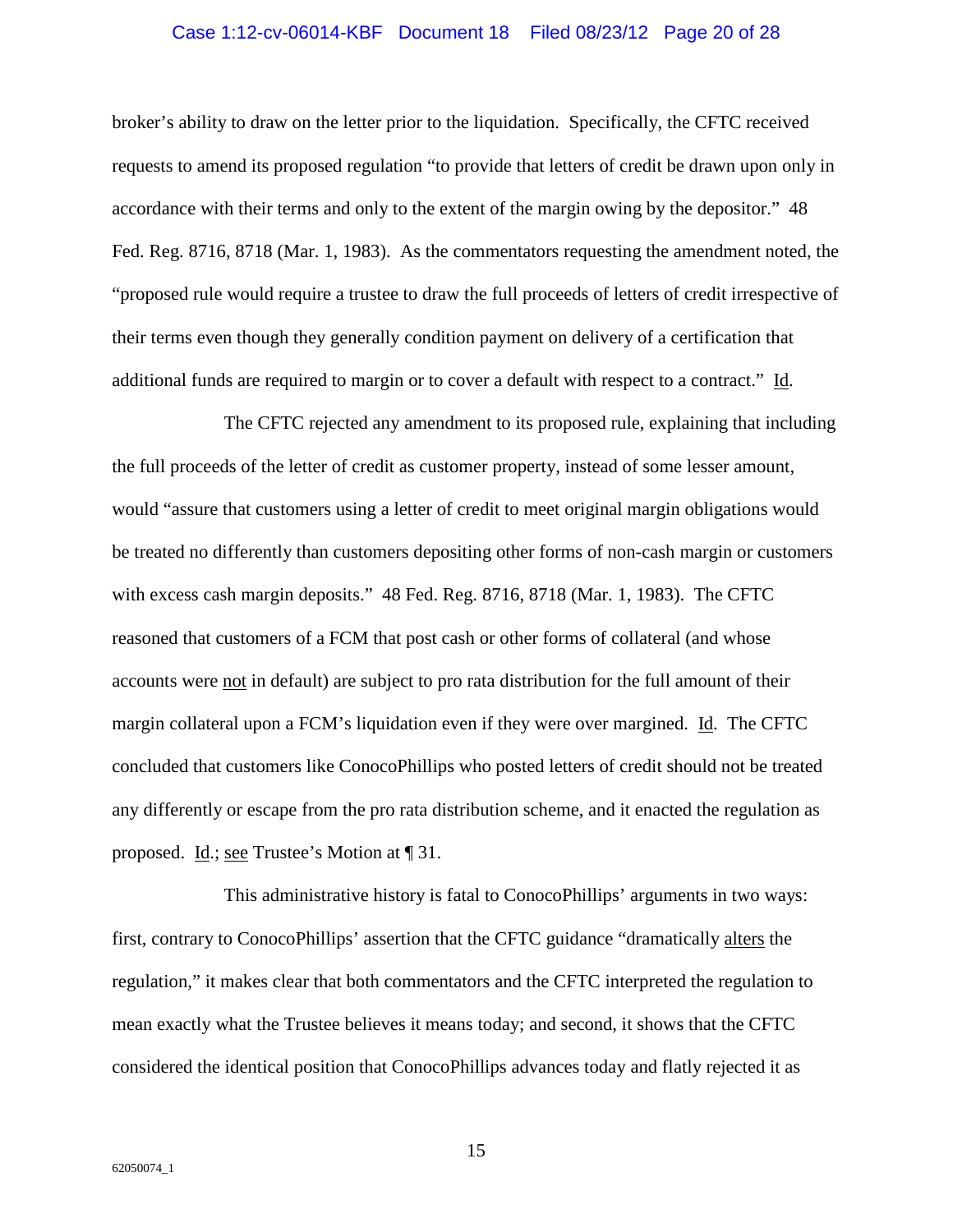broker's ability to draw on the letter prior to the liquidation. Specifically, the CFTC received requests to amend its proposed regulation "to provide that letters of credit be drawn upon only in accordance with their terms and only to the extent of the margin owing by the depositor." 48 Fed. Reg. 8716, 8718 (Mar. 1, 1983). As the commentators requesting the amendment noted, the "proposed rule would require a trustee to draw the full proceeds of letters of credit irrespective of their terms even though they generally condition payment on delivery of a certification that additional funds are required to margin or to cover a default with respect to a contract." Id.

The CFTC rejected any amendment to its proposed rule, explaining that including the full proceeds of the letter of credit as customer property, instead of some lesser amount, would "assure that customers using a letter of credit to meet original margin obligations would be treated no differently than customers depositing other forms of non-cash margin or customers with excess cash margin deposits." 48 Fed. Reg. 8716, 8718 (Mar. 1, 1983). The CFTC reasoned that customers of a FCM that post cash or other forms of collateral (and whose accounts were not in default) are subject to pro rata distribution for the full amount of their margin collateral upon a FCM's liquidation even if they were over margined. Id. The CFTC concluded that customers like ConocoPhillips who posted letters of credit should not be treated any differently or escape from the pro rata distribution scheme, and it enacted the regulation as proposed. Id.; see Trustee's Motion at ¶ 31.

This administrative history is fatal to ConocoPhillips' arguments in two ways: first, contrary to ConocoPhillips' assertion that the CFTC guidance "dramatically alters the regulation," it makes clear that both commentators and the CFTC interpreted the regulation to mean exactly what the Trustee believes it means today; and second, it shows that the CFTC considered the identical position that ConocoPhillips advances today and flatly rejected it as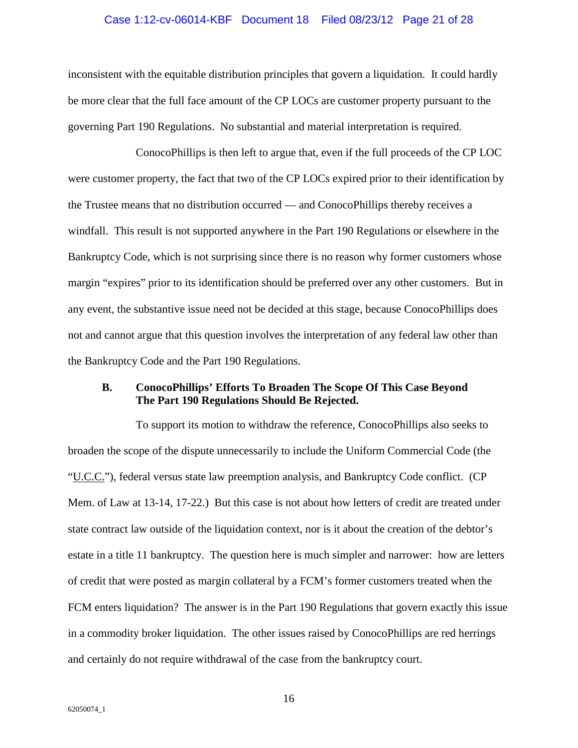inconsistent with the equitable distribution principles that govern a liquidation. It could hardly be more clear that the full face amount of the CP LOCs are customer property pursuant to the governing Part 190 Regulations. No substantial and material interpretation is required.

ConocoPhillips is then left to argue that, even if the full proceeds of the CP LOC were customer property, the fact that two of the CP LOCs expired prior to their identification by the Trustee means that no distribution occurred — and ConocoPhillips thereby receives a windfall. This result is not supported anywhere in the Part 190 Regulations or elsewhere in the Bankruptcy Code, which is not surprising since there is no reason why former customers whose margin "expires" prior to its identification should be preferred over any other customers. But in any event, the substantive issue need not be decided at this stage, because ConocoPhillips does not and cannot argue that this question involves the interpretation of any federal law other than the Bankruptcy Code and the Part 190 Regulations.

### B. ConocoPhillips' Efforts To Broaden The Scope Of This Case Beyond The Part 190 Regulations Should Be Rejected.

To support its motion to withdraw the reference, ConocoPhillips also seeks to broaden the scope of the dispute unnecessarily to include the Uniform Commercial Code (the "U.C.C."), federal versus state law preemption analysis, and Bankruptcy Code conflict. (CP Mem. of Law at 13-14, 17-22.) But this case is not about how letters of credit are treated under state contract law outside of the liquidation context, nor is it about the creation of the debtor's estate in a title 11 bankruptcy. The question here is much simpler and narrower: how are letters of credit that were posted as margin collateral by a FCM's former customers treated when the FCM enters liquidation? The answer is in the Part 190 Regulations that govern exactly this issue in a commodity broker liquidation. The other issues raised by ConocoPhillips are red herrings and certainly do not require withdrawal of the case from the bankruptcy court.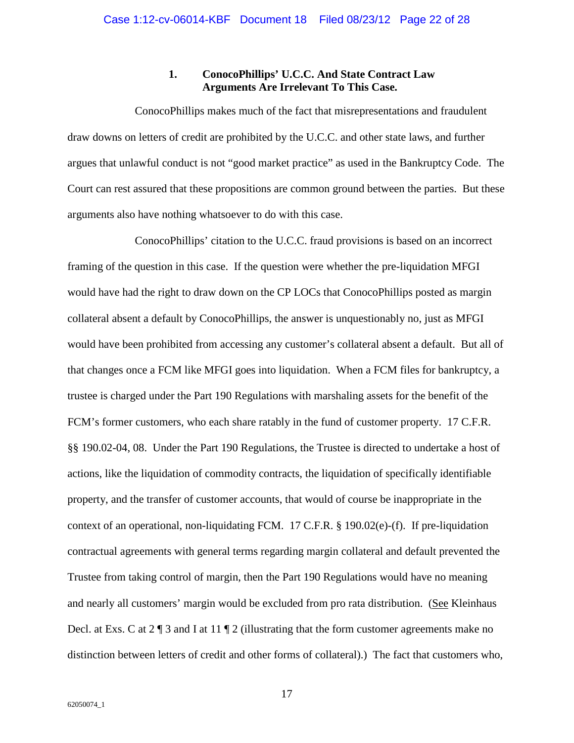### 1. ConocoPhillips' U.C.C. And State Contract Law Arguments Are Irrelevant To This Case.

ConocoPhillips makes much of the fact that misrepresentations and fraudulent draw downs on letters of credit are prohibited by the U.C.C. and other state laws, and further argues that unlawful conduct is not "good market practice" as used in the Bankruptcy Code. The Court can rest assured that these propositions are common ground between the parties. But these arguments also have nothing whatsoever to do with this case.

ConocoPhillips' citation to the U.C.C. fraud provisions is based on an incorrect framing of the question in this case. If the question were whether the pre-liquidation MFGI would have had the right to draw down on the CP LOCs that ConocoPhillips posted as margin collateral absent a default by ConocoPhillips, the answer is unquestionably no, just as MFGI would have been prohibited from accessing any customer's collateral absent a default. But all of that changes once a FCM like MFGI goes into liquidation. When a FCM files for bankruptcy, a trustee is charged under the Part 190 Regulations with marshaling assets for the benefit of the FCM's former customers, who each share ratably in the fund of customer property. 17 C.F.R. §§ 190.02-04, 08. Under the Part 190 Regulations, the Trustee is directed to undertake a host of actions, like the liquidation of commodity contracts, the liquidation of specifically identifiable property, and the transfer of customer accounts, that would of course be inappropriate in the context of an operational, non-liquidating FCM. 17 C.F.R. § 190.02(e)-(f). If pre-liquidation contractual agreements with general terms regarding margin collateral and default prevented the Trustee from taking control of margin, then the Part 190 Regulations would have no meaning and nearly all customers' margin would be excluded from pro rata distribution. (<u>See</u> Kleinhaus Decl. at Exs. C at 2 ¶ 3 and I at 11 ¶ 2 (illustrating that the form customer agreements make no distinction between letters of credit and other forms of collateral).) The fact that customers who,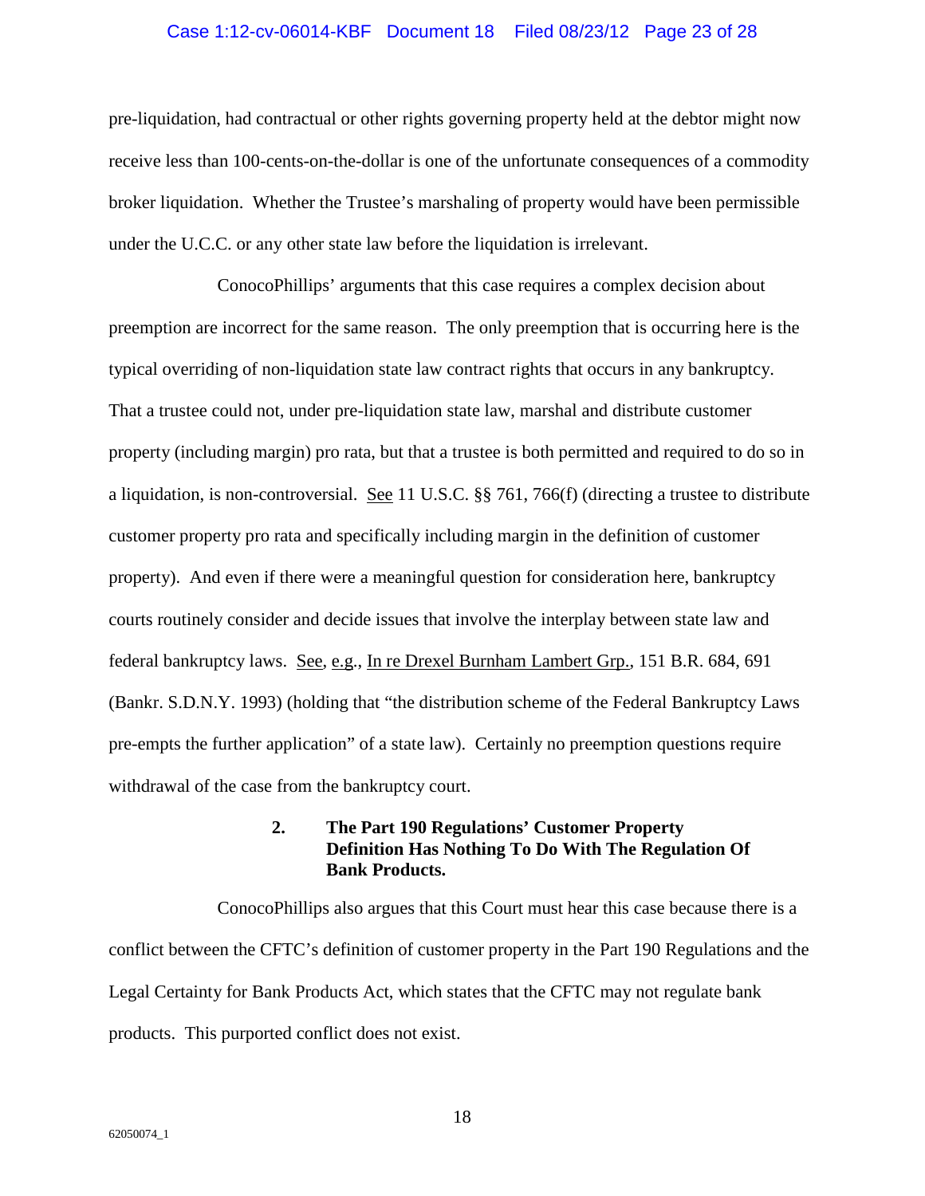pre-liquidation, had contractual or other rights governing property held at the debtor might now receive less than 100-cents-on-the-dollar is one of the unfortunate consequences of a commodity broker liquidation. Whether the Trustee's marshaling of property would have been permissible under the U.C.C. or any other state law before the liquidation is irrelevant.

ConocoPhillips' arguments that this case requires a complex decision about preemption are incorrect for the same reason. The only preemption that is occurring here is the typical overriding of non-liquidation state law contract rights that occurs in any bankruptcy. That a trustee could not, under pre-liquidation state law, marshal and distribute customer property (including margin) pro rata, but that a trustee is both permitted and required to do so in a liquidation, is non-controversial. See 11 U.S.C. §§ 761, 766(f) (directing a trustee to distribute customer property pro rata and specifically including margin in the definition of customer property). And even if there were a meaningful question for consideration here, bankruptcy courts routinely consider and decide issues that involve the interplay between state law and federal bankruptcy laws. See, e.g., In re Drexel Burnham Lambert Grp., 151 B.R. 684, 691 (Bankr. S.D.N.Y. 1993) (holding that "the distribution scheme of the Federal Bankruptcy Laws pre-empts the further application" of a state law). Certainly no preemption questions require withdrawal of the case from the bankruptcy court.

**2. The Part 190 Regulations' Customer Property Definition Has Nothing To Do With The Regulation Of Bank Products.**

ConocoPhillips also argues that this Court must hear this case because there is a conflict between the CFTC's definition of customer property in the Part 190 Regulations and the Legal Certainty for Bank Products Act, which states that the CFTC may not regulate bank products. This purported conflict does not exist.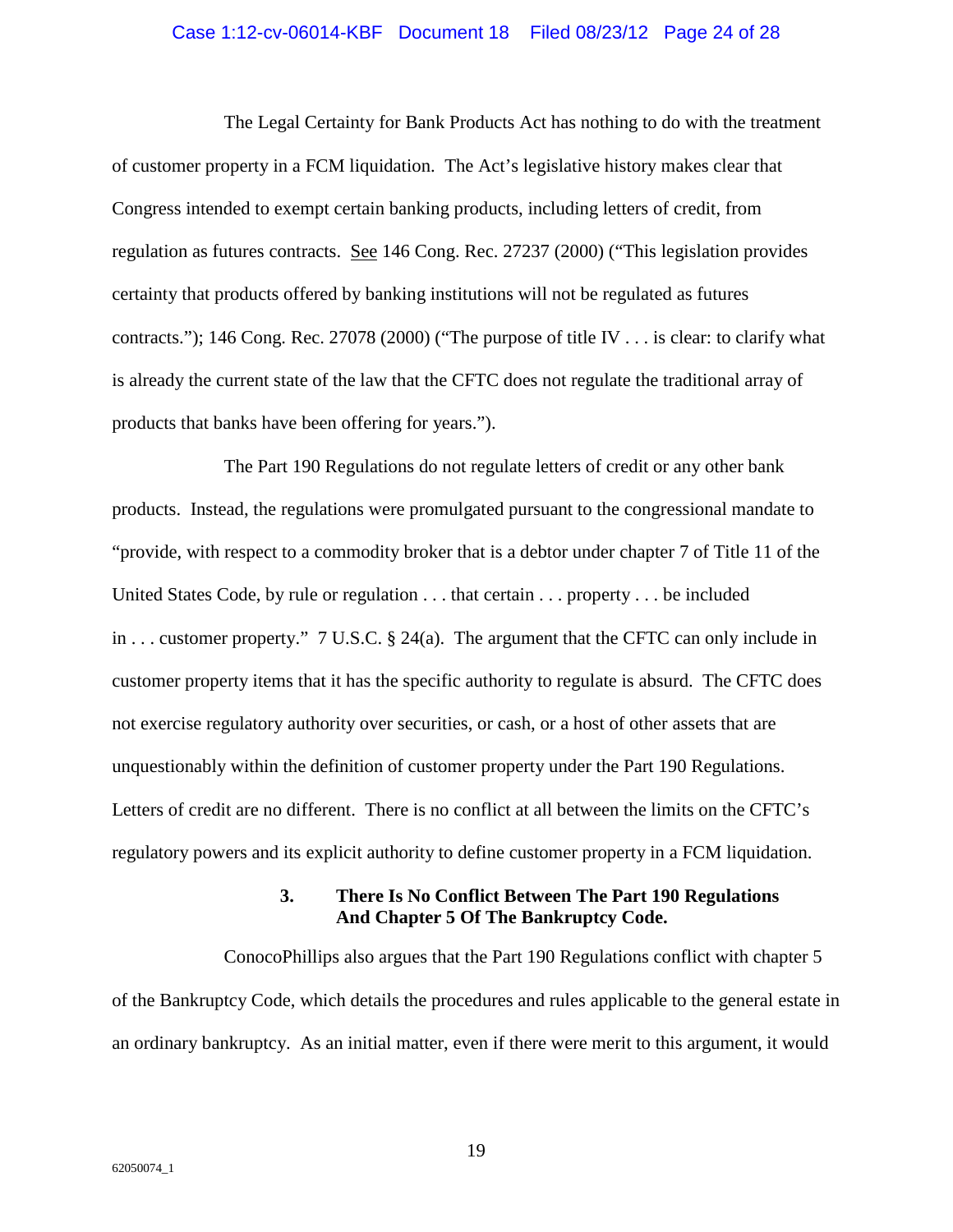The Legal Certainty for Bank Products Act has nothing to do with the treatment of customer property in a FCM liquidation. The Act's legislative history makes clear that Congress intended to exempt certain banking products, including letters of credit, from regulation as futures contracts. See 146 Cong. Rec. 27237 (2000) ("This legislation provides certainty that products offered by banking institutions will not be regulated as futures contracts."); 146 Cong. Rec. 27078 (2000) ("The purpose of title IV . . . is clear: to clarify what is already the current state of the law that the CFTC does not regulate the traditional array of products that banks have been offering for years.").

The Part 190 Regulations do not regulate letters of credit or any other bank products. Instead, the regulations were promulgated pursuant to the congressional mandate to "provide, with respect to a commodity broker that is a debtor under chapter 7 of Title 11 of the United States Code, by rule or regulation . . . that certain . . . property . . . be included in . . . customer property." 7 U.S.C. § 24(a). The argument that the CFTC can only include in customer property items that it has the specific authority to regulate is absurd. The CFTC does not exercise regulatory authority over securities, or cash, or a host of other assets that are unquestionably within the definition of customer property under the Part 190 Regulations. Letters of credit are no different. There is no conflict at all between the limits on the CFTC's regulatory powers and its explicit authority to define customer property in a FCM liquidation.

### 3. There Is No Conflict Between The Part 190 Regulations And Chapter 5 Of The Bankruptcy Code.

ConocoPhillips also argues that the Part 190 Regulations conflict with chapter 5 of the Bankruptcy Code, which details the procedures and rules applicable to the general estate in an ordinary bankruptcy. As an initial matter, even if there were merit to this argument, it would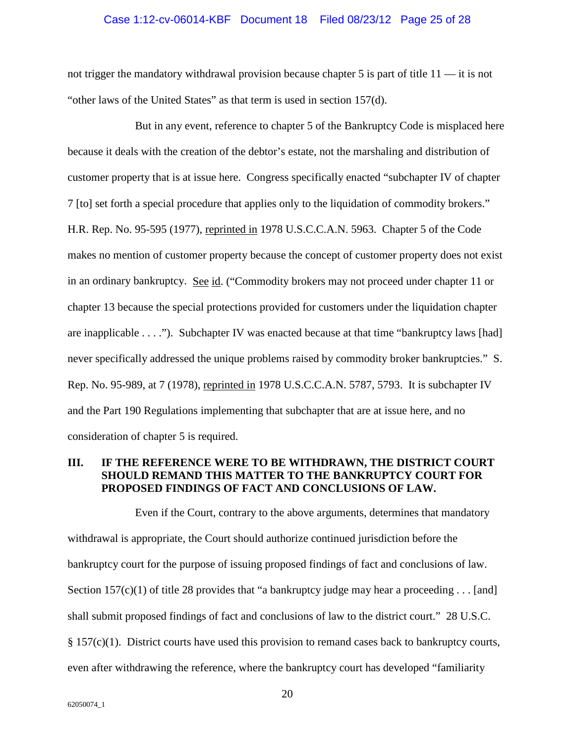not trigger the mandatory withdrawal provision because chapter 5 is part of title 11 — it is not "other laws of the United States" as that term is used in section 157(d).

But in any event, reference to chapter 5 of the Bankruptcy Code is misplaced here because it deals with the creation of the debtor's estate, not the marshaling and distribution of customer property that is at issue here. Congress specifically enacted "subchapter IV of chapter 7 [to] set forth a special procedure that applies only to the liquidation of commodity brokers." H.R. Rep. No. 95-595 (1977), reprinted in 1978 U.S.C.C.A.N. 5963. Chapter 5 of the Code makes no mention of customer property because the concept of customer property does not exist in an ordinary bankruptcy. See id. ("Commodity brokers may not proceed under chapter 11 or chapter 13 because the special protections provided for customers under the liquidation chapter are inapplicable . . . ."). Subchapter IV was enacted because at that time "bankruptcy laws [had] never specifically addressed the unique problems raised by commodity broker bankruptcies." S. Rep. No. 95-989, at 7 (1978), reprinted in 1978 U.S.C.C.A.N. 5787, 5793. It is subchapter IV and the Part 190 Regulations implementing that subchapter that are at issue here, and no consideration of chapter 5 is required.

## III. IF THE REFERENCE WERE TO BE WITHDRAWN, THE DISTRICT COURT SHOULD REMAND THIS MATTER TO THE BANKRUPTCY COURT FOR PROPOSED FINDINGS OF FACT AND CONCLUSIONS OF LAW.

Even if the Court, contrary to the above arguments, determines that mandatory withdrawal is appropriate, the Court should authorize continued jurisdiction before the bankruptcy court for the purpose of issuing proposed findings of fact and conclusions of law. Section 157(c)(1) of title 28 provides that "a bankruptcy judge may hear a proceeding . . . [and] shall submit proposed findings of fact and conclusions of law to the district court." 28 U.S.C. § 157(c)(1). District courts have used this provision to remand cases back to bankruptcy courts, even after withdrawing the reference, where the bankruptcy court has developed "familiarity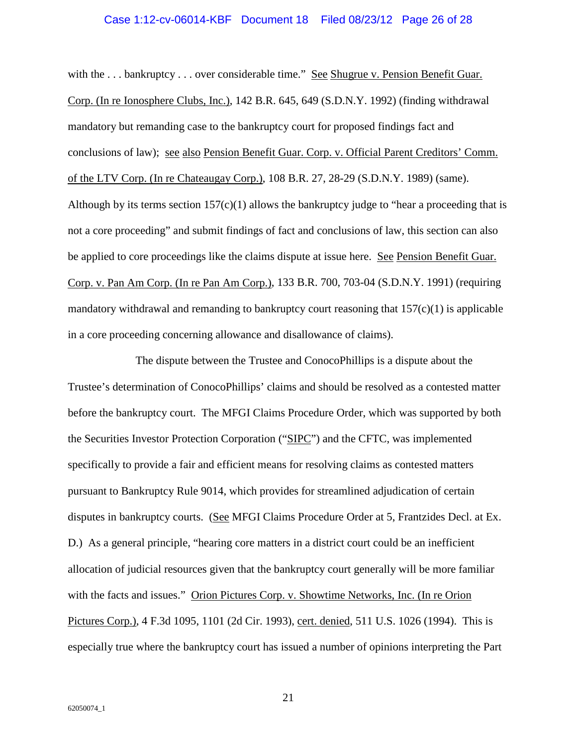with the . . . bankruptcy . . . over considerable time." See Shugrue v. Pension Benefit Guar. Corp. (In re Ionosphere Clubs, Inc.), 142 B.R. 645, 649 (S.D.N.Y. 1992) (finding withdrawal mandatory but remanding case to the bankruptcy court for proposed findings fact and conclusions of law); see also Pension Benefit Guar. Corp. v. Official Parent Creditors' Comm. of the LTV Corp. (In re Chateaugay Corp.), 108 B.R. 27, 28-29 (S.D.N.Y. 1989) (same). Although by its terms section 157(c)(1) allows the bankruptcy judge to "hear a proceeding that is not a core proceeding" and submit findings of fact and conclusions of law, this section can also be applied to core proceedings like the claims dispute at issue here. See Pension Benefit Guar. Corp. v. Pan Am Corp. (In re Pan Am Corp.), 133 B.R. 700, 703-04 (S.D.N.Y. 1991) (requiring mandatory withdrawal and remanding to bankruptcy court reasoning that 157(c)(1) is applicable in a core proceeding concerning allowance and disallowance of claims).

The dispute between the Trustee and ConocoPhillips is a dispute about the Trustee's determination of ConocoPhillips' claims and should be resolved as a contested matter before the bankruptcy court. The MFGI Claims Procedure Order, which was supported by both the Securities Investor Protection Corporation ("SIPC") and the CFTC, was implemented specifically to provide a fair and efficient means for resolving claims as contested matters pursuant to Bankruptcy Rule 9014, which provides for streamlined adjudication of certain disputes in bankruptcy courts. (See MFGI Claims Procedure Order at 5, Frantzides Decl. at Ex. D.) As a general principle, "hearing core matters in a district court could be an inefficient allocation of judicial resources given that the bankruptcy court generally will be more familiar with the facts and issues." Orion Pictures Corp. v. Showtime Networks, Inc. (In re Orion Pictures Corp.), 4 F.3d 1095, 1101 (2d Cir. 1993), cert. denied, 511 U.S. 1026 (1994). This is especially true where the bankruptcy court has issued a number of opinions interpreting the Part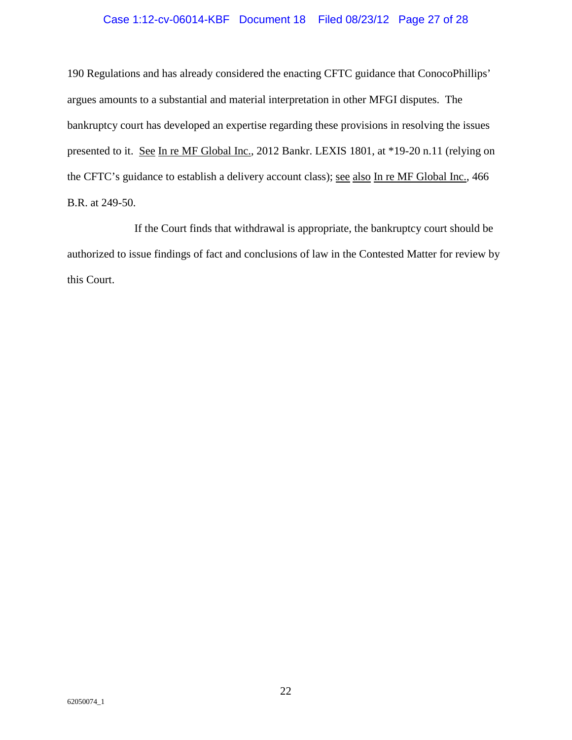190 Regulations and has already considered the enacting CFTC guidance that ConocoPhillips' argues amounts to a substantial and material interpretation in other MFGI disputes. The bankruptcy court has developed an expertise regarding these provisions in resolving the issues presented to it. See In re MF Global Inc., 2012 Bankr. LEXIS 1801, at *19-20 n.11 (relying on the CFTC's guidance to establish a delivery account class); see also In re MF Global Inc., 466 B.R. at 249-50.

If the Court finds that withdrawal is appropriate, the bankruptcy court should be authorized to issue findings of fact and conclusions of law in the Contested Matter for review by this Court.

62050074_1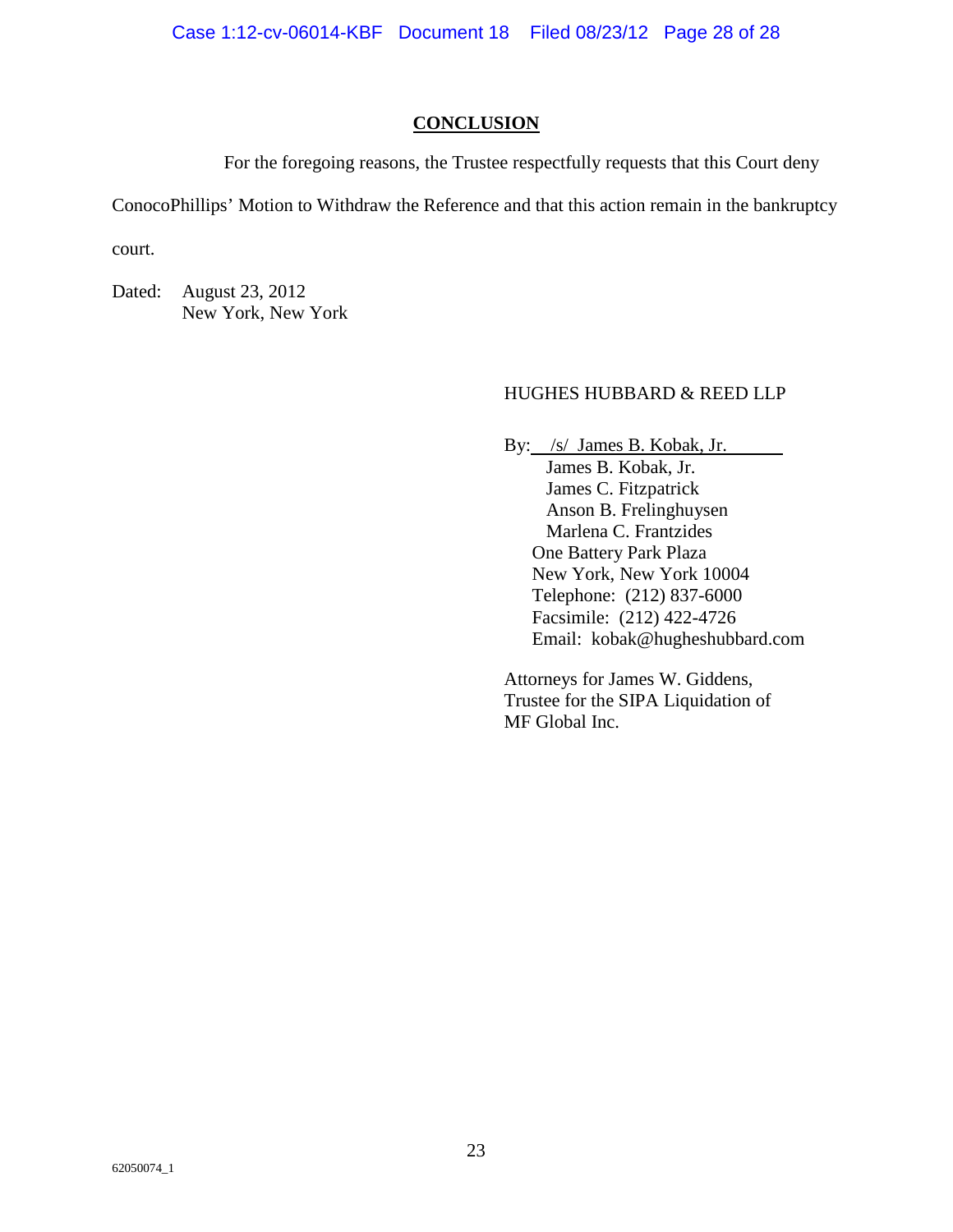## CONCLUSION

For the foregoing reasons, the Trustee respectfully requests that this Court deny ConocoPhillips' Motion to Withdraw the Reference and that this action remain in the bankruptcy court.

Dated: August 23, 2012
New York, New York

HUGHES HUBBARD & REED LLP

By: /s/ James B. Kobak, Jr.
James B. Kobak, Jr.
James C. Fitzpatrick
Anson B. Frelinghuysen
Marlena C. Frantzides
One Battery Park Plaza
New York, New York 10004
Telephone: (212) 837-6000
Facsimile: (212) 422-4726
Email: kobak@hugheshubbard.com

Attorneys for James W. Giddens,
Trustee for the SIPA Liquidation of
MF Global Inc.

62050074_1